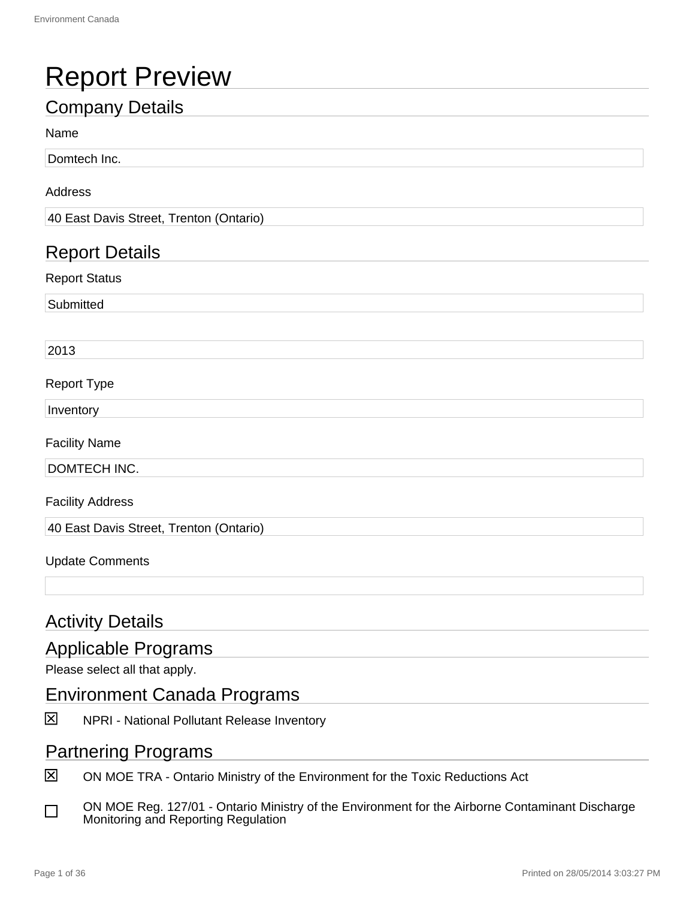# Report Preview

## Company Details

Name

Domtech Inc.

Address

40 East Davis Street, Trenton (Ontario)

## Report Details

Report Status

Submitted

2013

Report Type

Inventory

Facility Name

DOMTECH INC.

Facility Address

40 East Davis Street, Trenton (Ontario)

Update Comments

## Activity Details

## Applicable Programs

Please select all that apply.

## Environment Canada Programs

- [x] NPRI - National Pollutant Release Inventory

## Partnering Programs

- [x] ON MOE TRA - Ontario Ministry of the Environment for the Toxic Reductions Act
- [ ] ON MOE Reg. 127/01 - Ontario Ministry of the Environment for the Airborne Contaminant Discharge Monitoring and Reporting Regulation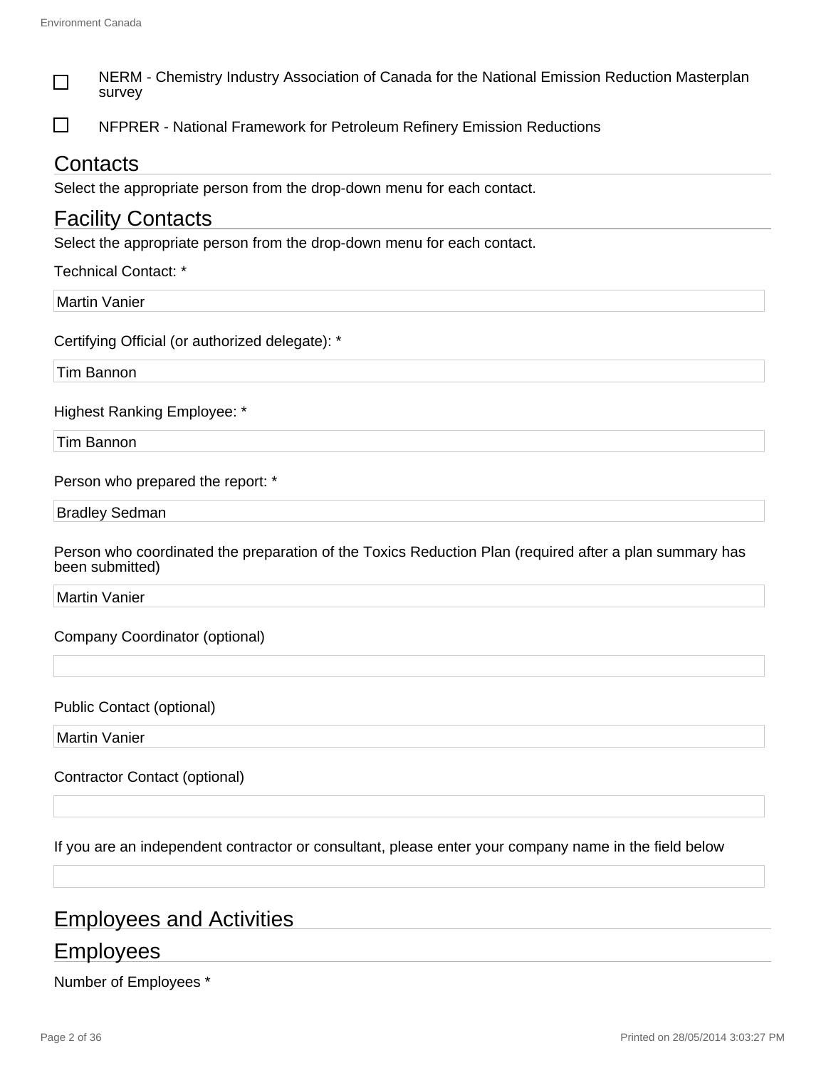- [ ] NERM - Chemistry Industry Association of Canada for the National Emission Reduction Masterplan survey
- [ ] NFPRER - National Framework for Petroleum Refinery Emission Reductions

## Contacts

Select the appropriate person from the drop-down menu for each contact.

## Facility Contacts

Select the appropriate person from the drop-down menu for each contact.

Technical Contact: *

Martin Vanier

Certifying Official (or authorized delegate): *

Tim Bannon

Highest Ranking Employee: *

Tim Bannon

Person who prepared the report: *

Bradley Sedman

Person who coordinated the preparation of the Toxics Reduction Plan (required after a plan summary has been submitted)

Martin Vanier

Company Coordinator (optional)

Public Contact (optional)

Martin Vanier

Contractor Contact (optional)

If you are an independent contractor or consultant, please enter your company name in the field below

## Employees and Activities

## Employees

Number of Employees *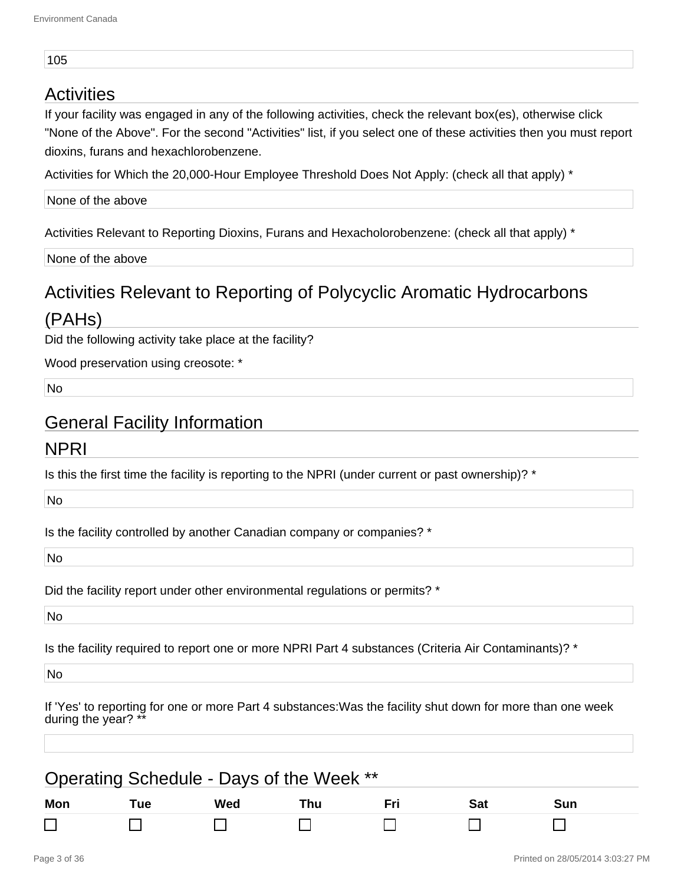105

## Activities

If your facility was engaged in any of the following activities, check the relevant box(es), otherwise click "None of the Above". For the second "Activities" list, if you select one of these activities then you must report dioxins, furans and hexachlorobenzene.

Activities for Which the 20,000-Hour Employee Threshold Does Not Apply: (check all that apply) *

None of the above

Activities Relevant to Reporting Dioxins, Furans and Hexacholorobenzene: (check all that apply) *

None of the above

## Activities Relevant to Reporting of Polycyclic Aromatic Hydrocarbons (PAHs)

Did the following activity take place at the facility?

Wood preservation using creosote: *

No

## General Facility Information

## NPRI

Is this the first time the facility is reporting to the NPRI (under current or past ownership)? *

No

Is the facility controlled by another Canadian company or companies? *

No

Did the facility report under other environmental regulations or permits? *

No

Is the facility required to report one or more NPRI Part 4 substances (Criteria Air Contaminants)? *

No

If 'Yes' to reporting for one or more Part 4 substances:Was the facility shut down for more than one week during the year? **

## Operating Schedule - Days of the Week **

| Mon | Tue | Wed | Thu | Fri | Sat | Sun |
|---|---|---|---|---|---|---|
| ☐ | ☐ | ☐ | ☐ | ☐ | ☐ | ☐ |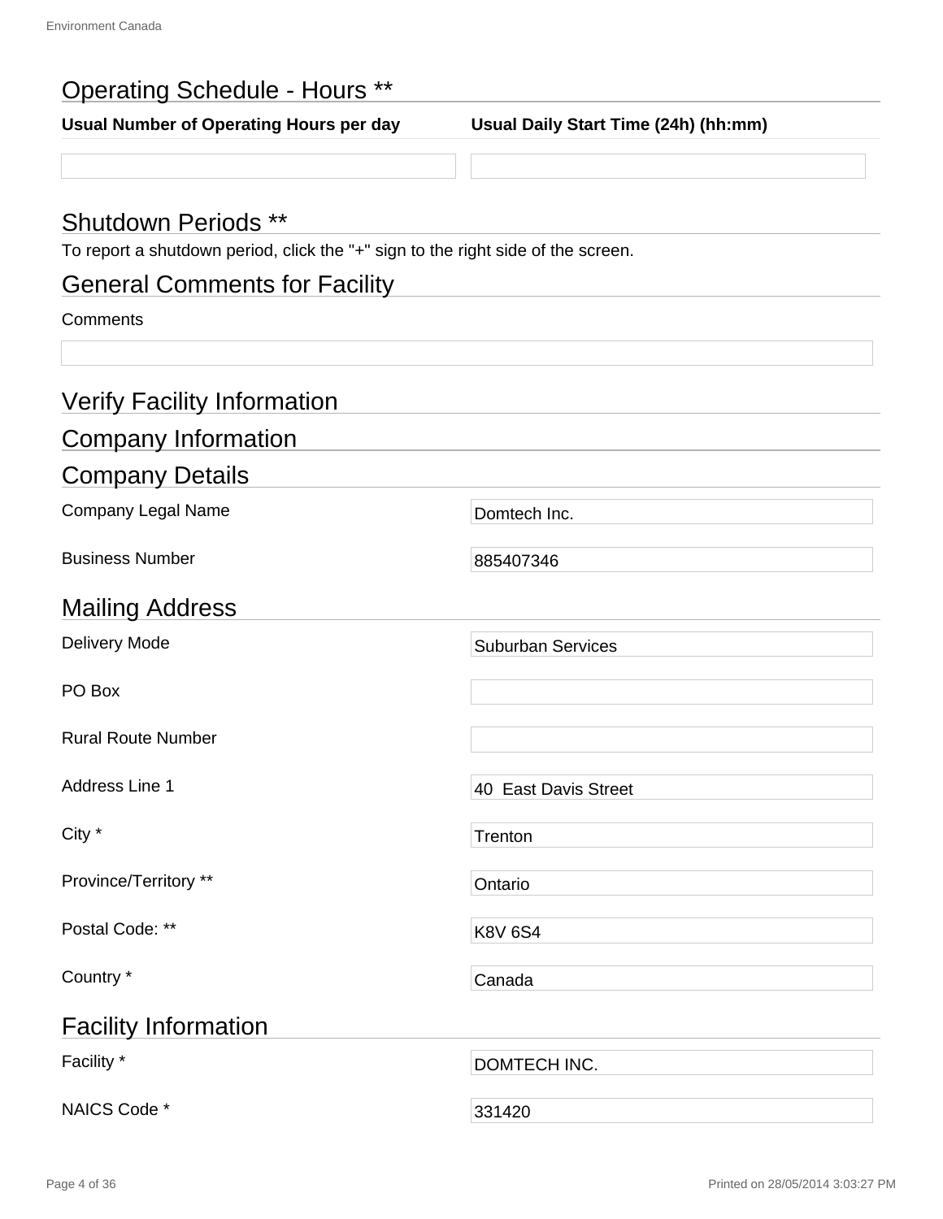## Operating Schedule - Hours **

| Usual Number of Operating Hours per day | Usual Daily Start Time (24h) (hh:mm) |
|---|---|
| | |

## Shutdown Periods **

To report a shutdown period, click the "+" sign to the right side of the screen.

## General Comments for Facility

Comments

## Verify Facility Information

## Company Information

## Company Details

| | |
|---|---|
| Company Legal Name | Domtech Inc. |
| Business Number | 885407346 |

## Mailing Address

| | |
|---|---|
| Delivery Mode | Suburban Services |
| PO Box | |
| Rural Route Number | |
| Address Line 1 | 40 East Davis Street |
| City * | Trenton |
| Province/Territory ** | Ontario |
| Postal Code: ** | K8V 6S4 |
| Country * | Canada |

## Facility Information

| | |
|---|---|
| Facility * | DOMTECH INC. |
| NAICS Code * | 331420 |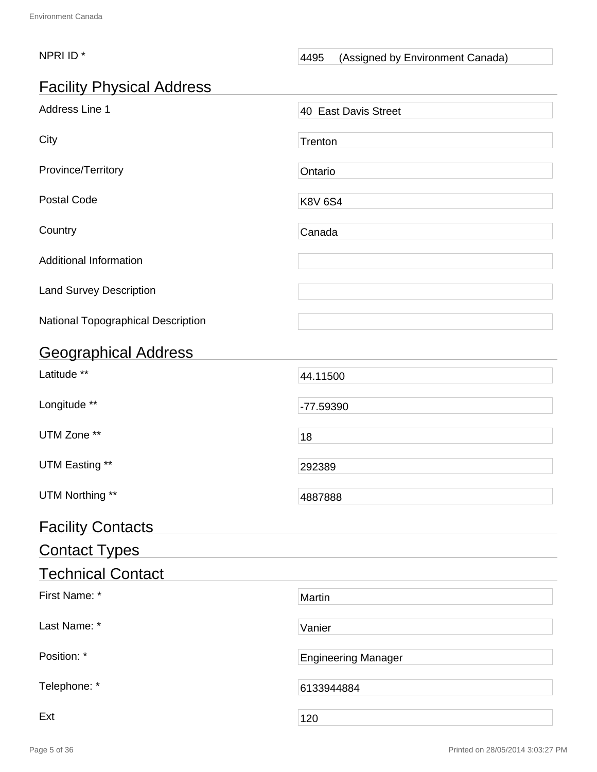| | |
|---|---|
| NPRI ID * | 4495 (Assigned by Environment Canada) |

## Facility Physical Address

| | |
|---|---|
| Address Line 1 | 40 East Davis Street |
| City | Trenton |
| Province/Territory | Ontario |
| Postal Code | K8V 6S4 |
| Country | Canada |
| Additional Information | |
| Land Survey Description | |
| National Topographical Description | |

## Geographical Address

| | |
|---|---|
| Latitude ** | 44.11500 |
| Longitude ** | -77.59390 |
| UTM Zone ** | 18 |
| UTM Easting ** | 292389 |
| UTM Northing ** | 4887888 |

## Facility Contacts

## Contact Types

## Technical Contact

| | |
|---|---|
| First Name: * | Martin |
| Last Name: * | Vanier |
| Position: * | Engineering Manager |
| Telephone: * | 6133944884 |
| Ext | 120 |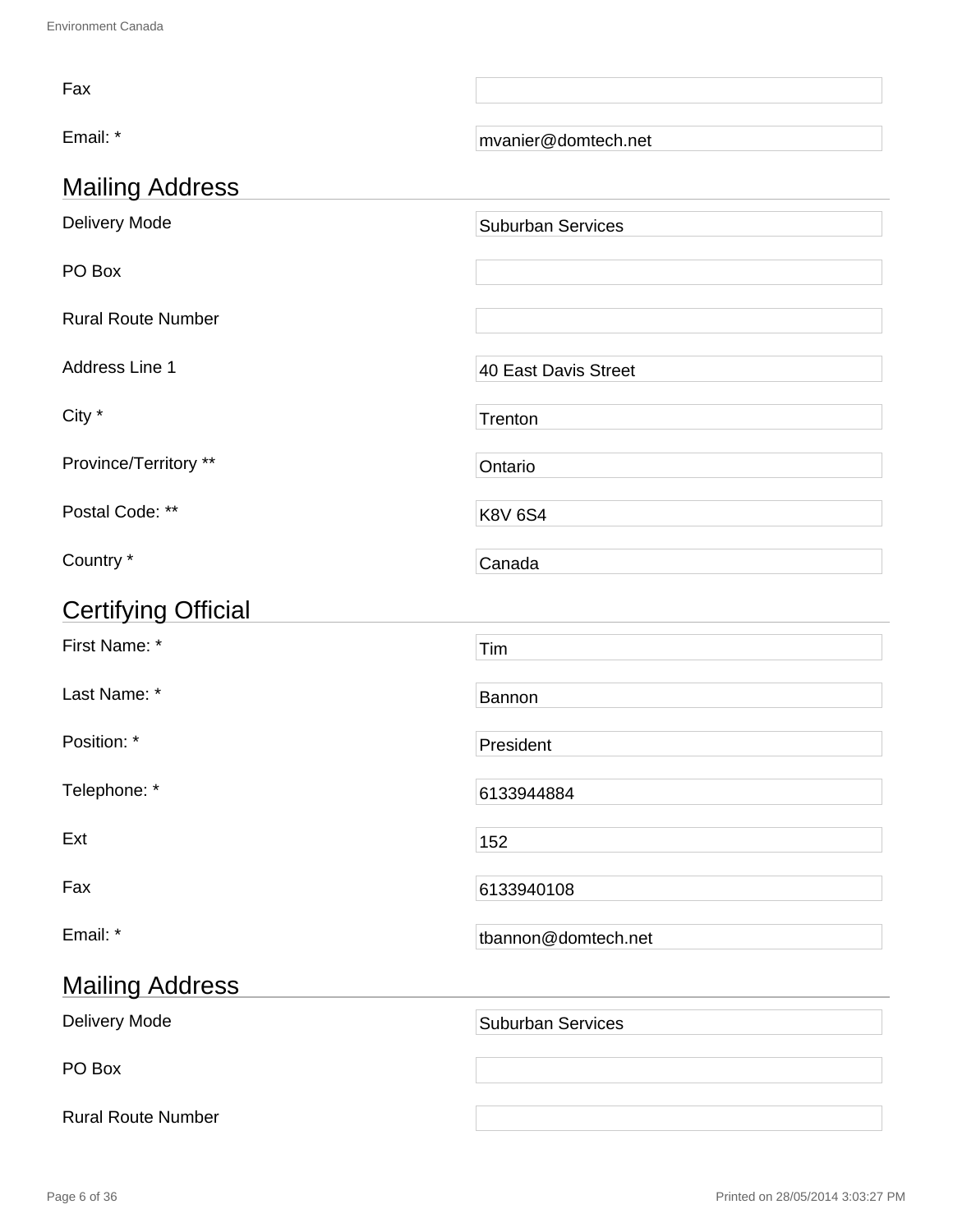| | |
|---|---|
| Fax | |
| Email: * | mvanier@domtech.net |

## Mailing Address

| | |
|---|---|
| Delivery Mode | Suburban Services |
| PO Box | |
| Rural Route Number | |
| Address Line 1 | 40 East Davis Street |
| City * | Trenton |
| Province/Territory ** | Ontario |
| Postal Code: ** | K8V 6S4 |
| Country * | Canada |

## Certifying Official

| | |
|---|---|
| First Name: * | Tim |
| Last Name: * | Bannon |
| Position: * | President |
| Telephone: * | 6133944884 |
| Ext | 152 |
| Fax | 6133940108 |
| Email: * | tbannon@domtech.net |

## Mailing Address

| | |
|---|---|
| Delivery Mode | Suburban Services |
| PO Box | |
| Rural Route Number | |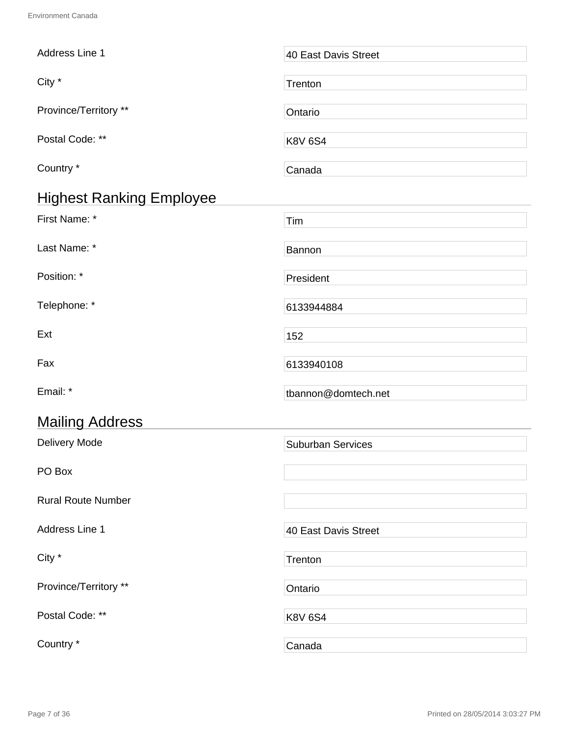| Field | Value |
|---|---|
| Address Line 1 | 40 East Davis Street |
| City * | Trenton |
| Province/Territory ** | Ontario |
| Postal Code: ** | K8V 6S4 |
| Country * | Canada |

## Highest Ranking Employee

| Field | Value |
|---|---|
| First Name: * | Tim |
| Last Name: * | Bannon |
| Position: * | President |
| Telephone: * | 6133944884 |
| Ext | 152 |
| Fax | 6133940108 |
| Email: * | tbannon@domtech.net |

## Mailing Address

| Field | Value |
|---|---|
| Delivery Mode | Suburban Services |
| PO Box | |
| Rural Route Number | |
| Address Line 1 | 40 East Davis Street |
| City * | Trenton |
| Province/Territory ** | Ontario |
| Postal Code: ** | K8V 6S4 |
| Country * | Canada |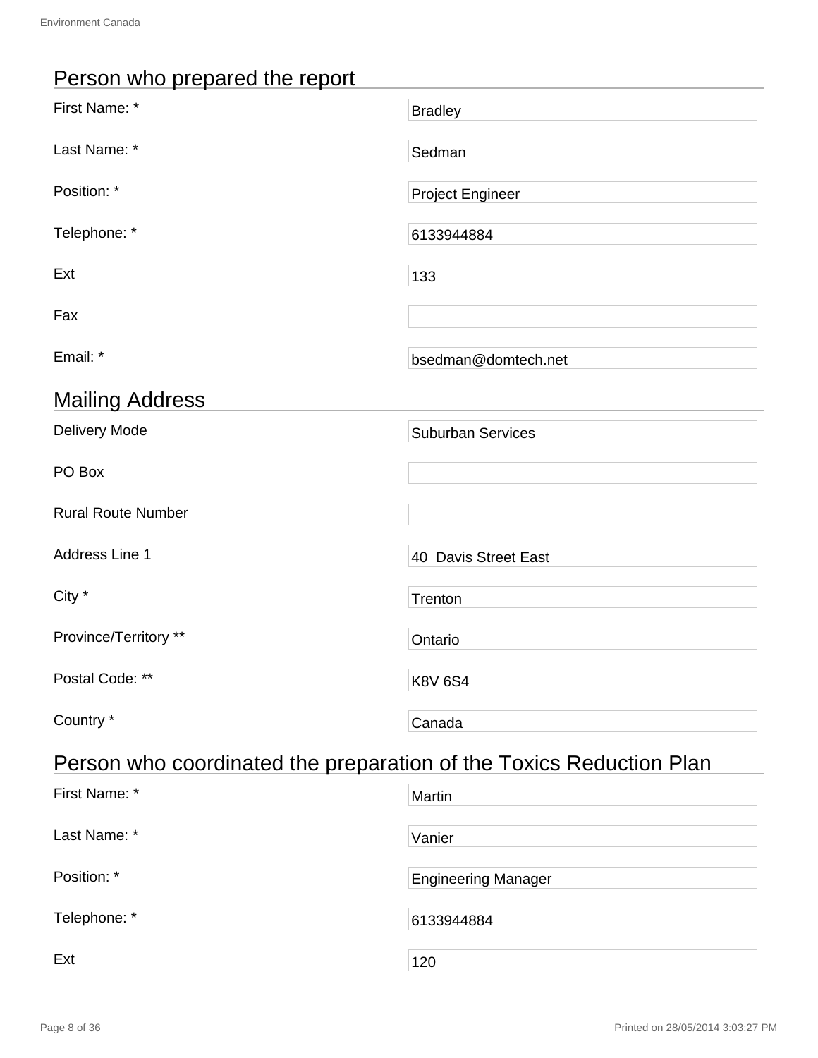## Person who prepared the report

| | |
|---|---|
| First Name: * | Bradley |
| Last Name: * | Sedman |
| Position: * | Project Engineer |
| Telephone: * | 6133944884 |
| Ext | 133 |
| Fax | |
| Email: * | bsedman@domtech.net |

## Mailing Address

| | |
|---|---|
| Delivery Mode | Suburban Services |
| PO Box | |
| Rural Route Number | |
| Address Line 1 | 40 Davis Street East |
| City * | Trenton |
| Province/Territory ** | Ontario |
| Postal Code: ** | K8V 6S4 |
| Country * | Canada |

## Person who coordinated the preparation of the Toxics Reduction Plan

| | |
|---|---|
| First Name: * | Martin |
| Last Name: * | Vanier |
| Position: * | Engineering Manager |
| Telephone: * | 6133944884 |
| Ext | 120 |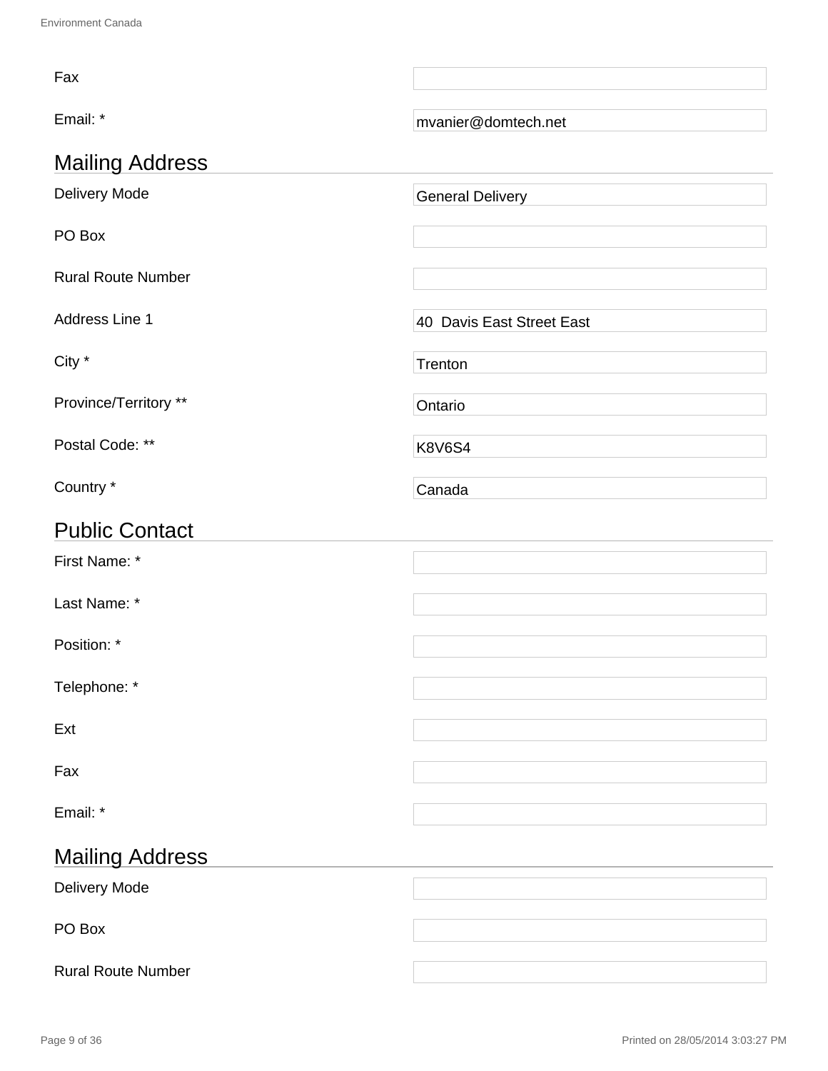| Field | Value |
| --- | --- |
| Fax | |
| Email: * | mvanier@domtech.net |

## Mailing Address

| Field | Value |
| --- | --- |
| Delivery Mode | General Delivery |
| PO Box | |
| Rural Route Number | |
| Address Line 1 | 40  Davis East Street East |
| City * | Trenton |
| Province/Territory ** | Ontario |
| Postal Code: ** | K8V6S4 |
| Country * | Canada |

## Public Contact

| Field | Value |
| --- | --- |
| First Name: * | |
| Last Name: * | |
| Position: * | |
| Telephone: * | |
| Ext | |
| Fax | |
| Email: * | |

## Mailing Address

| Field | Value |
| --- | --- |
| Delivery Mode | |
| PO Box | |
| Rural Route Number | |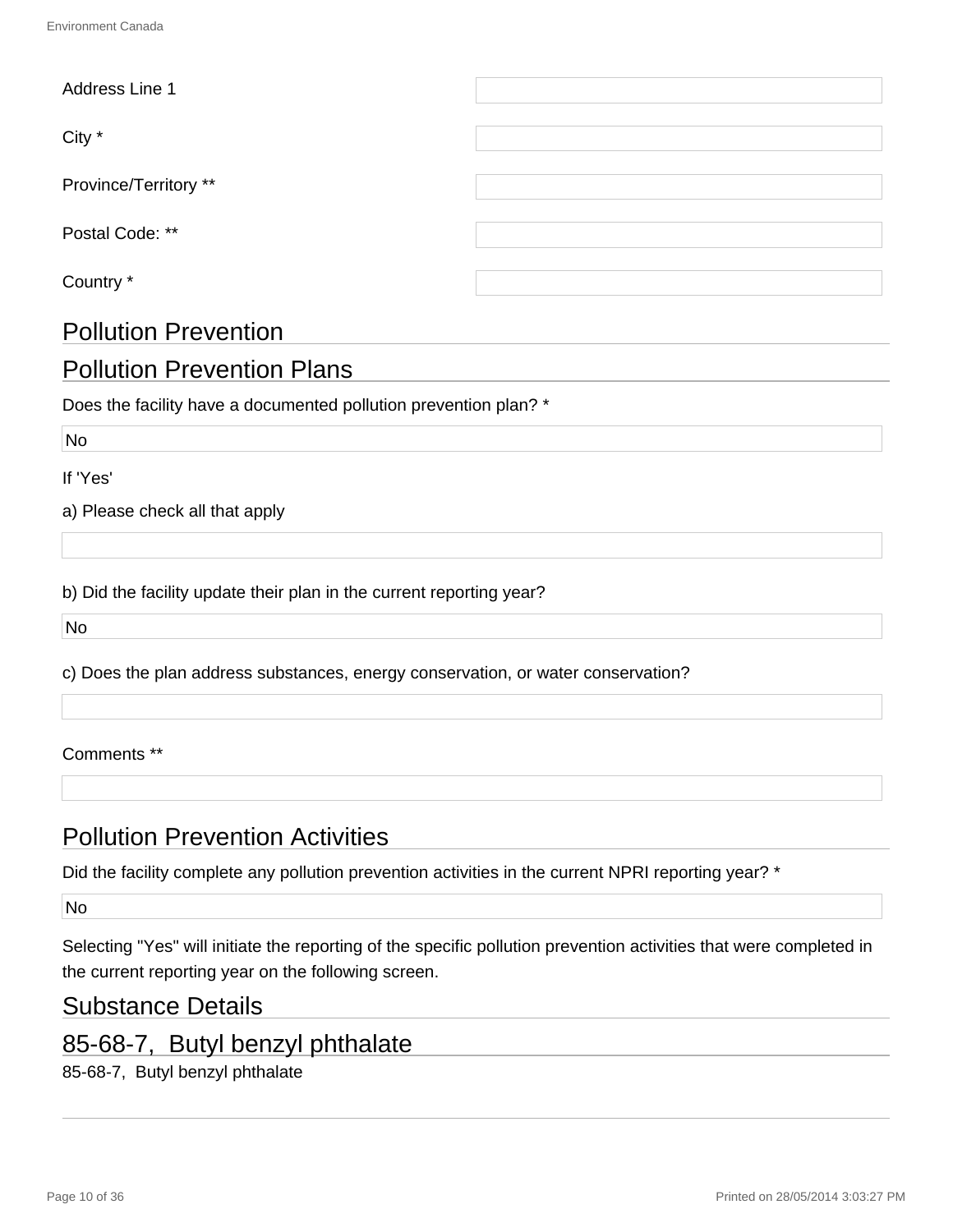Address Line 1

City *

Province/Territory **

Postal Code: **

Country *

## Pollution Prevention

## Pollution Prevention Plans

Does the facility have a documented pollution prevention plan? *

No

If 'Yes'

a) Please check all that apply

b) Did the facility update their plan in the current reporting year?

No

c) Does the plan address substances, energy conservation, or water conservation?

Comments **

## Pollution Prevention Activities

Did the facility complete any pollution prevention activities in the current NPRI reporting year? *

No

Selecting "Yes" will initiate the reporting of the specific pollution prevention activities that were completed in the current reporting year on the following screen.

## Substance Details

## 85-68-7, Butyl benzyl phthalate

85-68-7, Butyl benzyl phthalate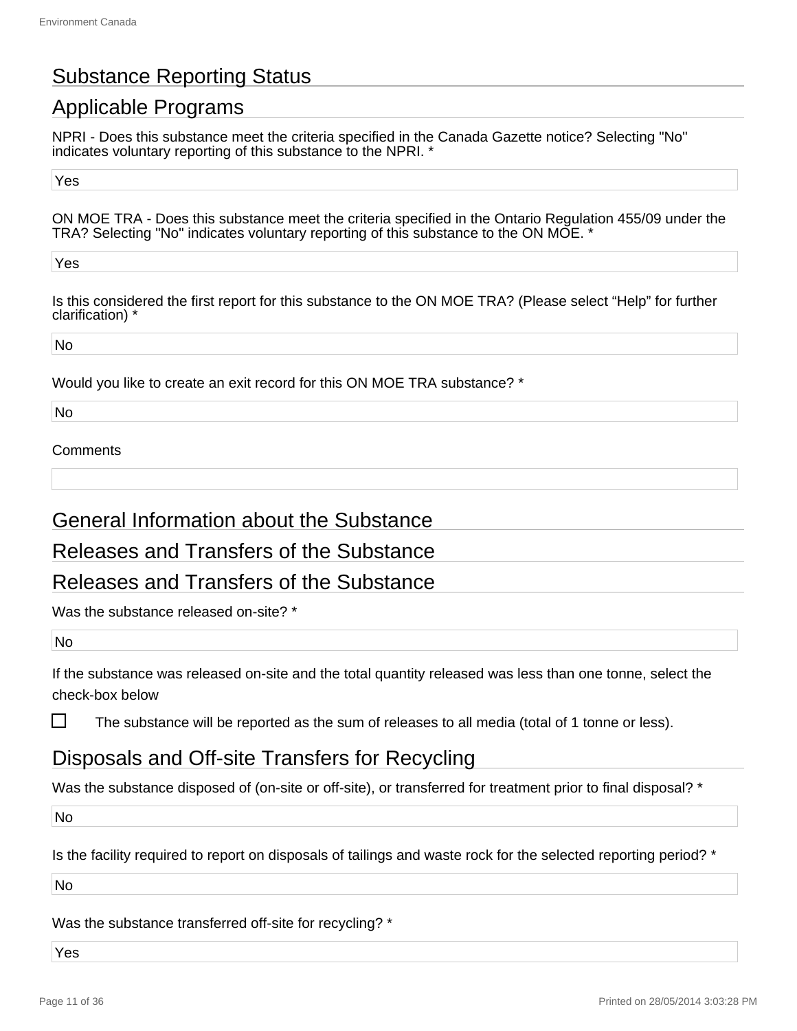## Substance Reporting Status

## Applicable Programs

NPRI - Does this substance meet the criteria specified in the Canada Gazette notice? Selecting "No" indicates voluntary reporting of this substance to the NPRI. *

Yes

ON MOE TRA - Does this substance meet the criteria specified in the Ontario Regulation 455/09 under the TRA? Selecting "No" indicates voluntary reporting of this substance to the ON MOE. *

Yes

Is this considered the first report for this substance to the ON MOE TRA? (Please select "Help" for further clarification) *

No

Would you like to create an exit record for this ON MOE TRA substance? *

No

Comments

## General Information about the Substance

## Releases and Transfers of the Substance

## Releases and Transfers of the Substance

Was the substance released on-site? *

No

If the substance was released on-site and the total quantity released was less than one tonne, select the check-box below

☐ The substance will be reported as the sum of releases to all media (total of 1 tonne or less).

## Disposals and Off-site Transfers for Recycling

Was the substance disposed of (on-site or off-site), or transferred for treatment prior to final disposal? *

No

Is the facility required to report on disposals of tailings and waste rock for the selected reporting period? *

No

Was the substance transferred off-site for recycling? *

Yes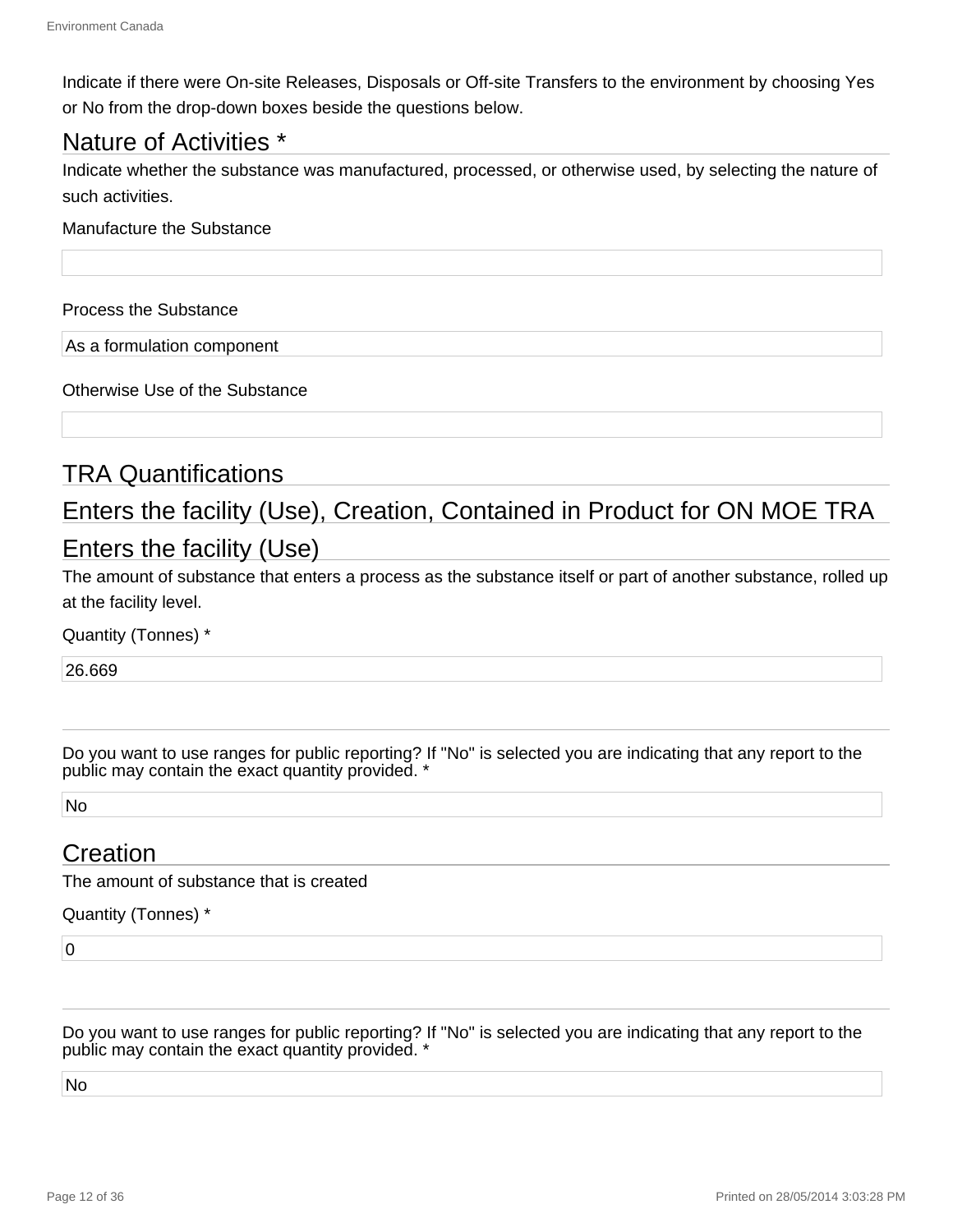Indicate if there were On-site Releases, Disposals or Off-site Transfers to the environment by choosing Yes or No from the drop-down boxes beside the questions below.

## Nature of Activities *

Indicate whether the substance was manufactured, processed, or otherwise used, by selecting the nature of such activities.

Manufacture the Substance

Process the Substance

As a formulation component

Otherwise Use of the Substance

## TRA Quantifications

## Enters the facility (Use), Creation, Contained in Product for ON MOE TRA

## Enters the facility (Use)

The amount of substance that enters a process as the substance itself or part of another substance, rolled up at the facility level.

Quantity (Tonnes) *

26.669

Do you want to use ranges for public reporting? If "No" is selected you are indicating that any report to the public may contain the exact quantity provided. *

No

## Creation

The amount of substance that is created

Quantity (Tonnes) *

0

Do you want to use ranges for public reporting? If "No" is selected you are indicating that any report to the public may contain the exact quantity provided. *

No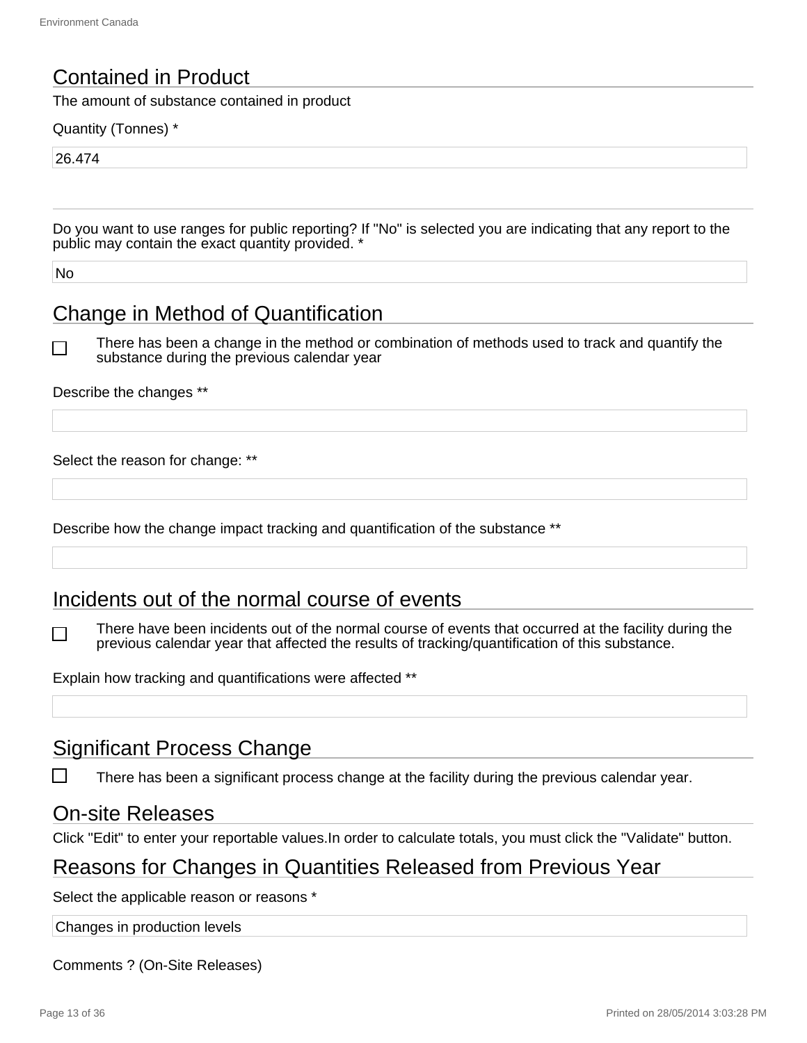## Contained in Product

The amount of substance contained in product

Quantity (Tonnes) *

26.474

Do you want to use ranges for public reporting? If "No" is selected you are indicating that any report to the public may contain the exact quantity provided. *

No

## Change in Method of Quantification

☐ There has been a change in the method or combination of methods used to track and quantify the substance during the previous calendar year

Describe the changes **

Select the reason for change: **

Describe how the change impact tracking and quantification of the substance **

## Incidents out of the normal course of events

☐ There have been incidents out of the normal course of events that occurred at the facility during the previous calendar year that affected the results of tracking/quantification of this substance.

Explain how tracking and quantifications were affected **

## Significant Process Change

☐ There has been a significant process change at the facility during the previous calendar year.

## On-site Releases

Click "Edit" to enter your reportable values.In order to calculate totals, you must click the "Validate" button.

## Reasons for Changes in Quantities Released from Previous Year

Select the applicable reason or reasons *

Changes in production levels

Comments ? (On-Site Releases)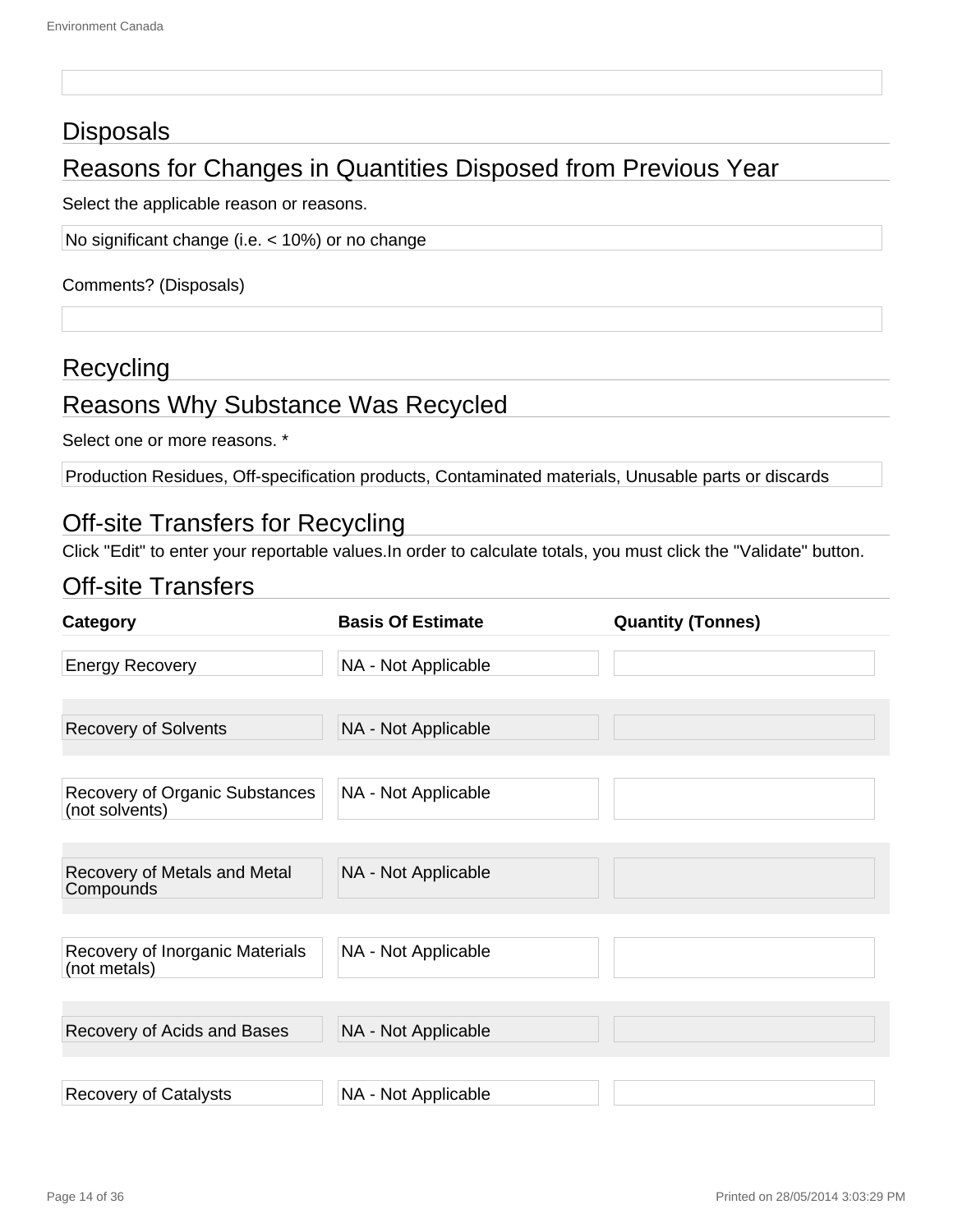## Disposals

### Reasons for Changes in Quantities Disposed from Previous Year

Select the applicable reason or reasons.

No significant change (i.e. < 10%) or no change

Comments? (Disposals)

## Recycling

### Reasons Why Substance Was Recycled

Select one or more reasons. *

Production Residues, Off-specification products, Contaminated materials, Unusable parts or discards

### Off-site Transfers for Recycling

Click "Edit" to enter your reportable values.In order to calculate totals, you must click the "Validate" button.

### Off-site Transfers

| Category | Basis Of Estimate | Quantity (Tonnes) |
|---|---|---|
| Energy Recovery | NA - Not Applicable | |
| Recovery of Solvents | NA - Not Applicable | |
| Recovery of Organic Substances (not solvents) | NA - Not Applicable | |
| Recovery of Metals and Metal Compounds | NA - Not Applicable | |
| Recovery of Inorganic Materials (not metals) | NA - Not Applicable | |
| Recovery of Acids and Bases | NA - Not Applicable | |
| Recovery of Catalysts | NA - Not Applicable | |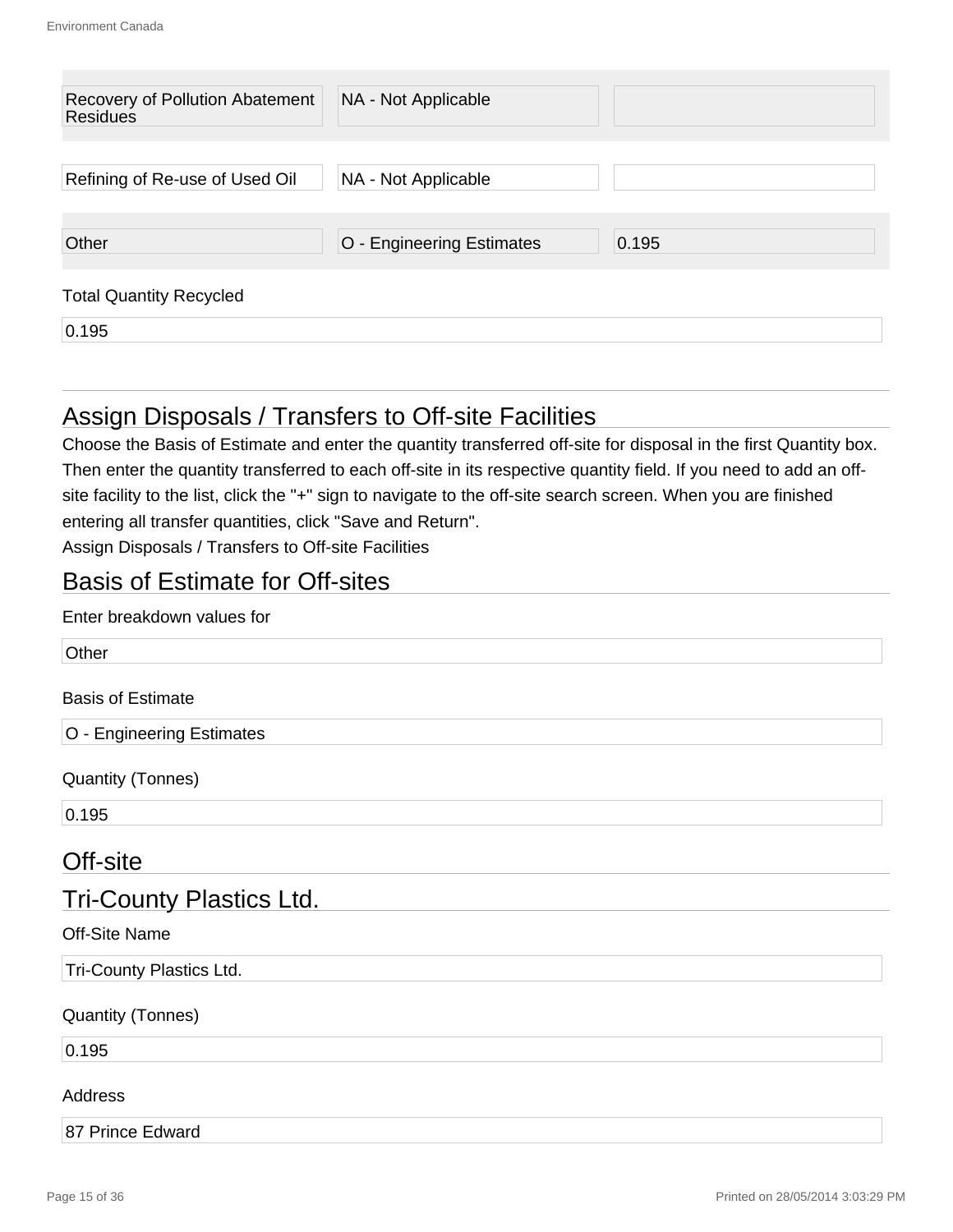| | | |
|---|---|---|
| Recovery of Pollution Abatement Residues | NA - Not Applicable | |
| Refining of Re-use of Used Oil | NA - Not Applicable | |
| Other | O - Engineering Estimates | 0.195 |

Total Quantity Recycled

0.195

## Assign Disposals / Transfers to Off-site Facilities

Choose the Basis of Estimate and enter the quantity transferred off-site for disposal in the first Quantity box. Then enter the quantity transferred to each off-site in its respective quantity field. If you need to add an off-site facility to the list, click the "+" sign to navigate to the off-site search screen. When you are finished entering all transfer quantities, click "Save and Return".

Assign Disposals / Transfers to Off-site Facilities

## Basis of Estimate for Off-sites

Enter breakdown values for

Other

Basis of Estimate

O - Engineering Estimates

Quantity (Tonnes)

0.195

## Off-site

## Tri-County Plastics Ltd.

Off-Site Name

Tri-County Plastics Ltd.

Quantity (Tonnes)

0.195

Address

87 Prince Edward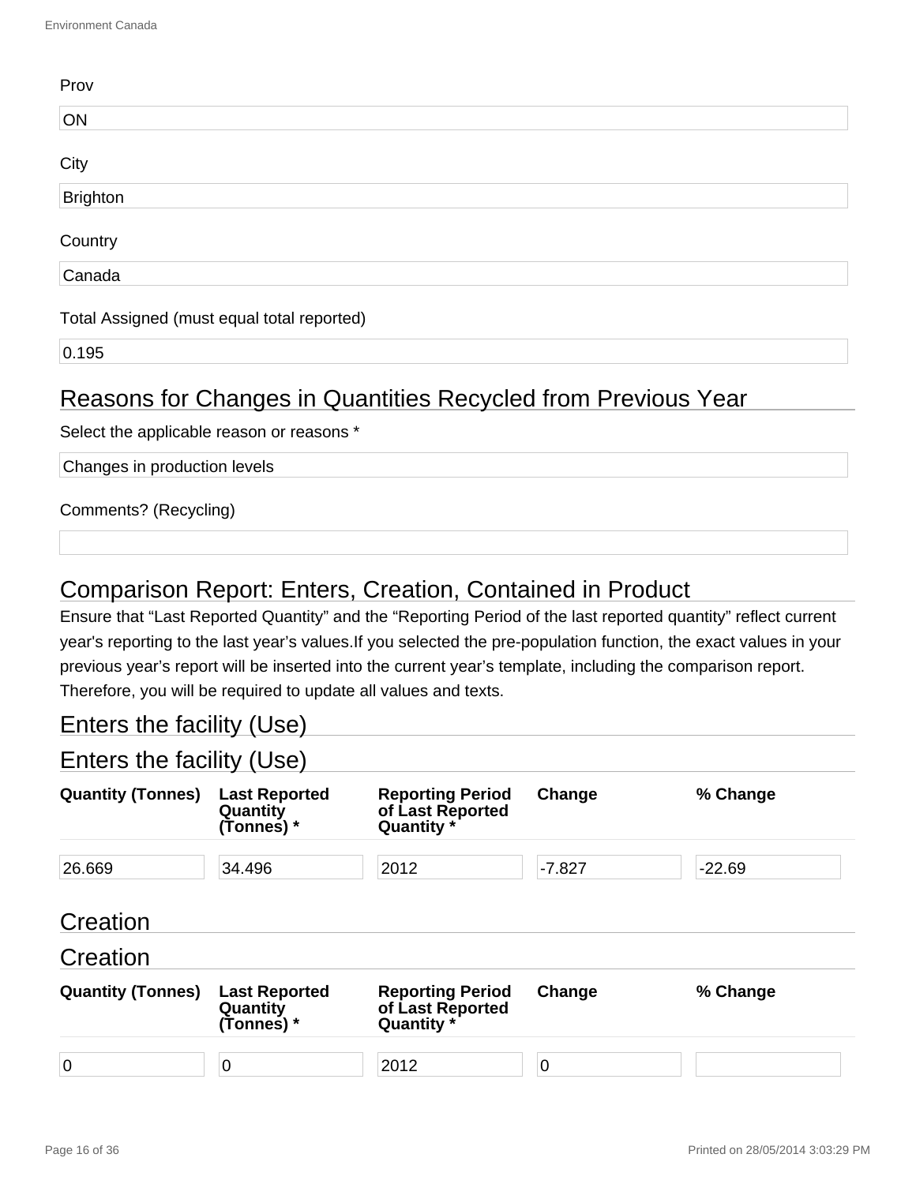Prov

ON

City

Brighton

Country

Canada

Total Assigned (must equal total reported)

0.195

## Reasons for Changes in Quantities Recycled from Previous Year

Select the applicable reason or reasons *

Changes in production levels

Comments? (Recycling)

## Comparison Report: Enters, Creation, Contained in Product

Ensure that “Last Reported Quantity” and the “Reporting Period of the last reported quantity” reflect current year's reporting to the last year’s values.If you selected the pre-population function, the exact values in your previous year’s report will be inserted into the current year’s template, including the comparison report. Therefore, you will be required to update all values and texts.

## Enters the facility (Use)

## Enters the facility (Use)

| Quantity (Tonnes) | Last Reported Quantity (Tonnes) * | Reporting Period of Last Reported Quantity * | Change | % Change |
|---|---|---|---|---|
| 26.669 | 34.496 | 2012 | -7.827 | -22.69 |

## Creation

## Creation

| Quantity (Tonnes) | Last Reported Quantity (Tonnes) * | Reporting Period of Last Reported Quantity * | Change | % Change |
|---|---|---|---|---|
| 0 | 0 | 2012 | 0 | |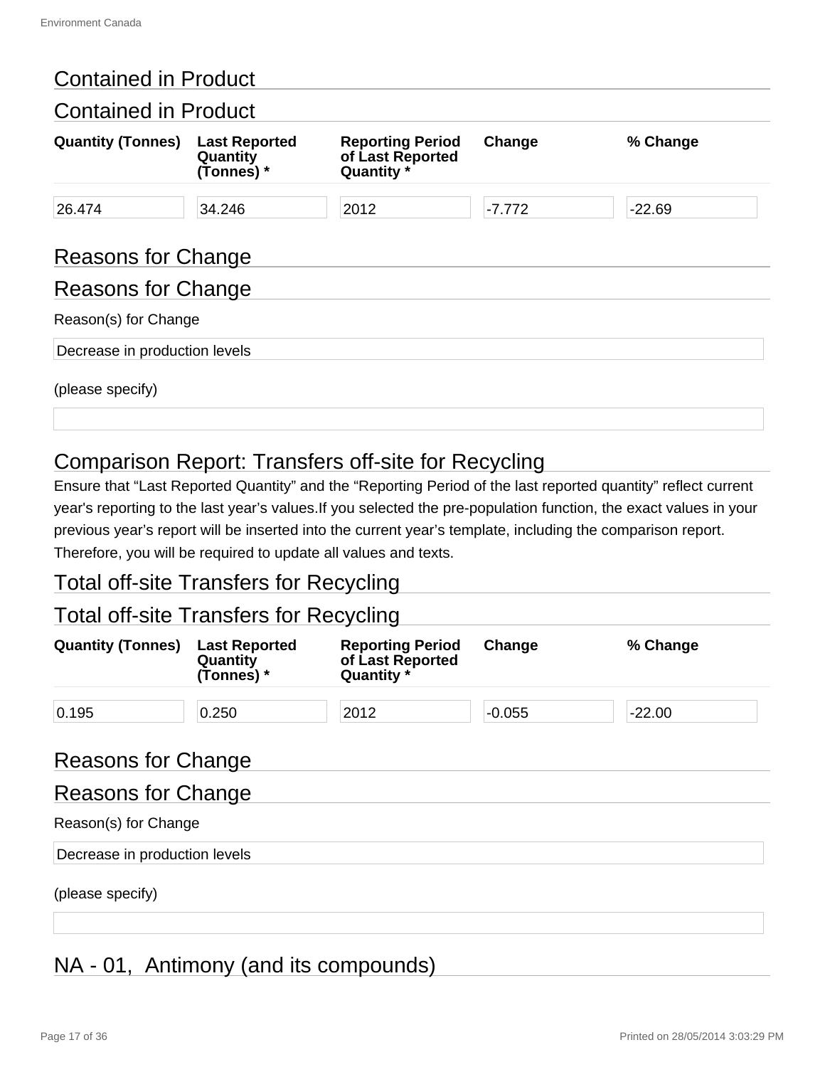## Contained in Product

## Contained in Product

| Quantity (Tonnes) | Last Reported Quantity (Tonnes) * | Reporting Period of Last Reported Quantity * | Change | % Change |
|---|---|---|---|---|
| 26.474 | 34.246 | 2012 | -7.772 | -22.69 |

## Reasons for Change

## Reasons for Change

Reason(s) for Change

Decrease in production levels

(please specify)

## Comparison Report: Transfers off-site for Recycling

Ensure that “Last Reported Quantity” and the “Reporting Period of the last reported quantity” reflect current year's reporting to the last year’s values.If you selected the pre-population function, the exact values in your previous year’s report will be inserted into the current year’s template, including the comparison report. Therefore, you will be required to update all values and texts.

## Total off-site Transfers for Recycling

## Total off-site Transfers for Recycling

| Quantity (Tonnes) | Last Reported Quantity (Tonnes) * | Reporting Period of Last Reported Quantity * | Change | % Change |
|---|---|---|---|---|
| 0.195 | 0.250 | 2012 | -0.055 | -22.00 |

## Reasons for Change

## Reasons for Change

Reason(s) for Change

Decrease in production levels

(please specify)

## NA - 01, Antimony (and its compounds)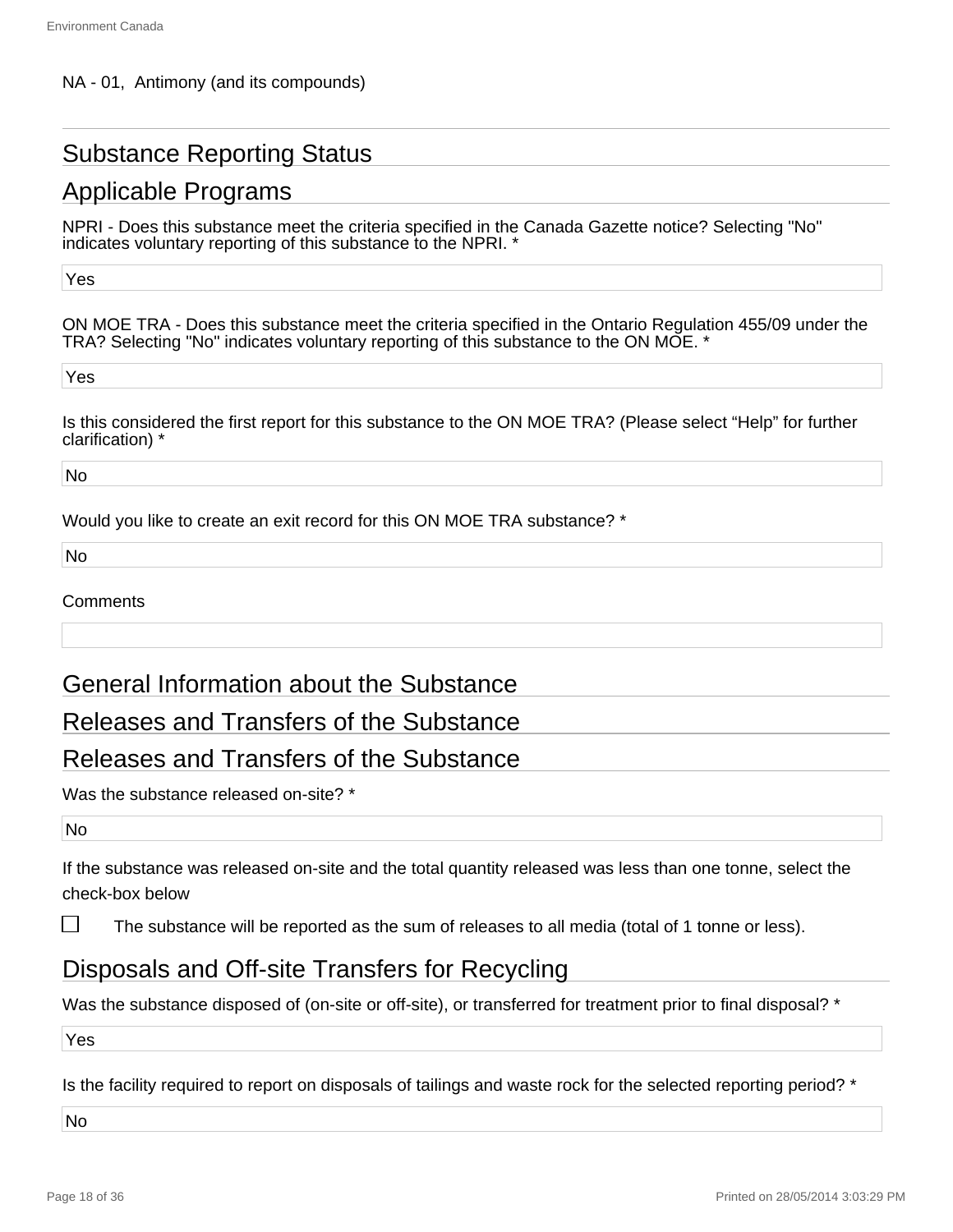NA - 01, Antimony (and its compounds)

## Substance Reporting Status

## Applicable Programs

NPRI - Does this substance meet the criteria specified in the Canada Gazette notice? Selecting "No" indicates voluntary reporting of this substance to the NPRI. *

Yes

ON MOE TRA - Does this substance meet the criteria specified in the Ontario Regulation 455/09 under the TRA? Selecting "No" indicates voluntary reporting of this substance to the ON MOE. *

Yes

Is this considered the first report for this substance to the ON MOE TRA? (Please select “Help” for further clarification) *

No

Would you like to create an exit record for this ON MOE TRA substance? *

No

Comments

## General Information about the Substance

## Releases and Transfers of the Substance

## Releases and Transfers of the Substance

Was the substance released on-site? *

No

If the substance was released on-site and the total quantity released was less than one tonne, select the check-box below

☐ The substance will be reported as the sum of releases to all media (total of 1 tonne or less).

## Disposals and Off-site Transfers for Recycling

Was the substance disposed of (on-site or off-site), or transferred for treatment prior to final disposal? *

Yes

Is the facility required to report on disposals of tailings and waste rock for the selected reporting period? *

No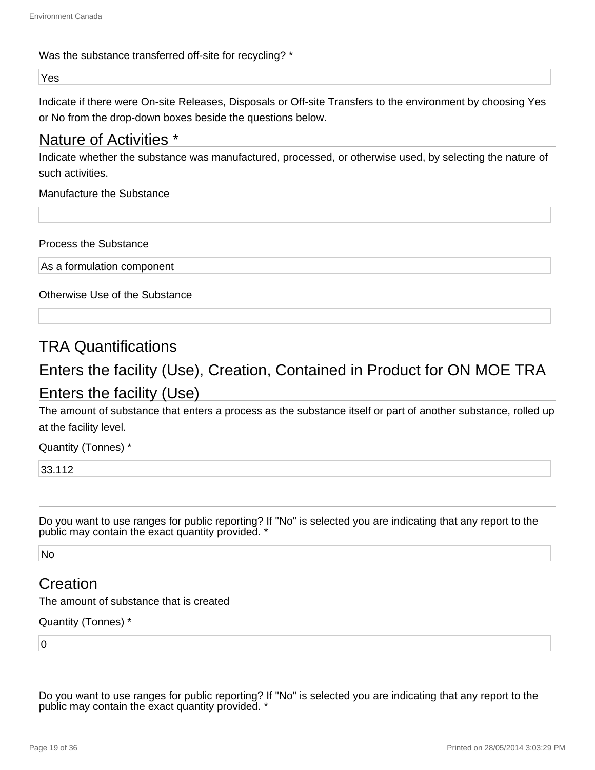Was the substance transferred off-site for recycling? *

Yes

Indicate if there were On-site Releases, Disposals or Off-site Transfers to the environment by choosing Yes or No from the drop-down boxes beside the questions below.

## Nature of Activities *

Indicate whether the substance was manufactured, processed, or otherwise used, by selecting the nature of such activities.

Manufacture the Substance

Process the Substance

As a formulation component

Otherwise Use of the Substance

## TRA Quantifications

## Enters the facility (Use), Creation, Contained in Product for ON MOE TRA

## Enters the facility (Use)

The amount of substance that enters a process as the substance itself or part of another substance, rolled up at the facility level.

Quantity (Tonnes) *

33.112

Do you want to use ranges for public reporting? If "No" is selected you are indicating that any report to the public may contain the exact quantity provided. *

No

## Creation

The amount of substance that is created

Quantity (Tonnes) *

0

Do you want to use ranges for public reporting? If "No" is selected you are indicating that any report to the public may contain the exact quantity provided. *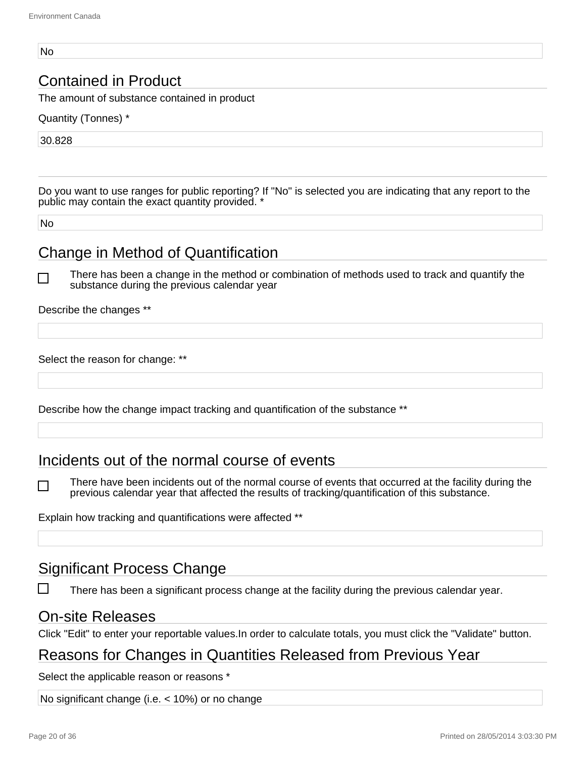No

## Contained in Product

The amount of substance contained in product

Quantity (Tonnes) *

30.828

Do you want to use ranges for public reporting? If "No" is selected you are indicating that any report to the public may contain the exact quantity provided. *

No

## Change in Method of Quantification

☐ There has been a change in the method or combination of methods used to track and quantify the substance during the previous calendar year

Describe the changes **

Select the reason for change: **

Describe how the change impact tracking and quantification of the substance **

## Incidents out of the normal course of events

☐ There have been incidents out of the normal course of events that occurred at the facility during the previous calendar year that affected the results of tracking/quantification of this substance.

Explain how tracking and quantifications were affected **

## Significant Process Change

☐ There has been a significant process change at the facility during the previous calendar year.

## On-site Releases

Click "Edit" to enter your reportable values.In order to calculate totals, you must click the "Validate" button.

## Reasons for Changes in Quantities Released from Previous Year

Select the applicable reason or reasons *

No significant change (i.e. < 10%) or no change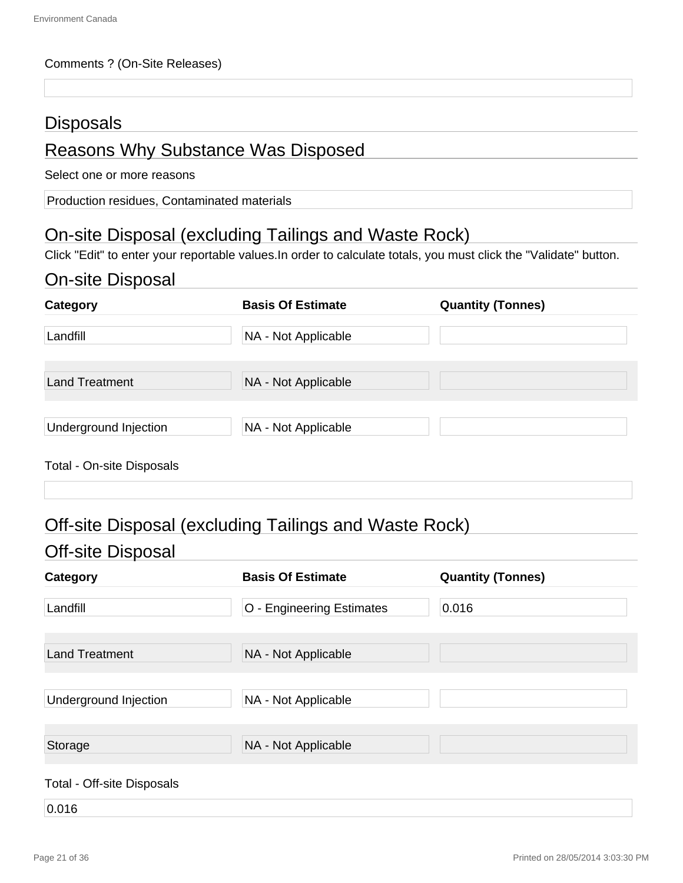Comments ? (On-Site Releases)

## Disposals

## Reasons Why Substance Was Disposed

Select one or more reasons

Production residues, Contaminated materials

## On-site Disposal (excluding Tailings and Waste Rock)

Click "Edit" to enter your reportable values.In order to calculate totals, you must click the "Validate" button.

## On-site Disposal

| Category | Basis Of Estimate | Quantity (Tonnes) |
| --- | --- | --- |
| Landfill | NA - Not Applicable | |
| Land Treatment | NA - Not Applicable | |
| Underground Injection | NA - Not Applicable | |

Total - On-site Disposals

## Off-site Disposal (excluding Tailings and Waste Rock)

## Off-site Disposal

| Category | Basis Of Estimate | Quantity (Tonnes) |
| --- | --- | --- |
| Landfill | O - Engineering Estimates | 0.016 |
| Land Treatment | NA - Not Applicable | |
| Underground Injection | NA - Not Applicable | |
| Storage | NA - Not Applicable | |

Total - Off-site Disposals

0.016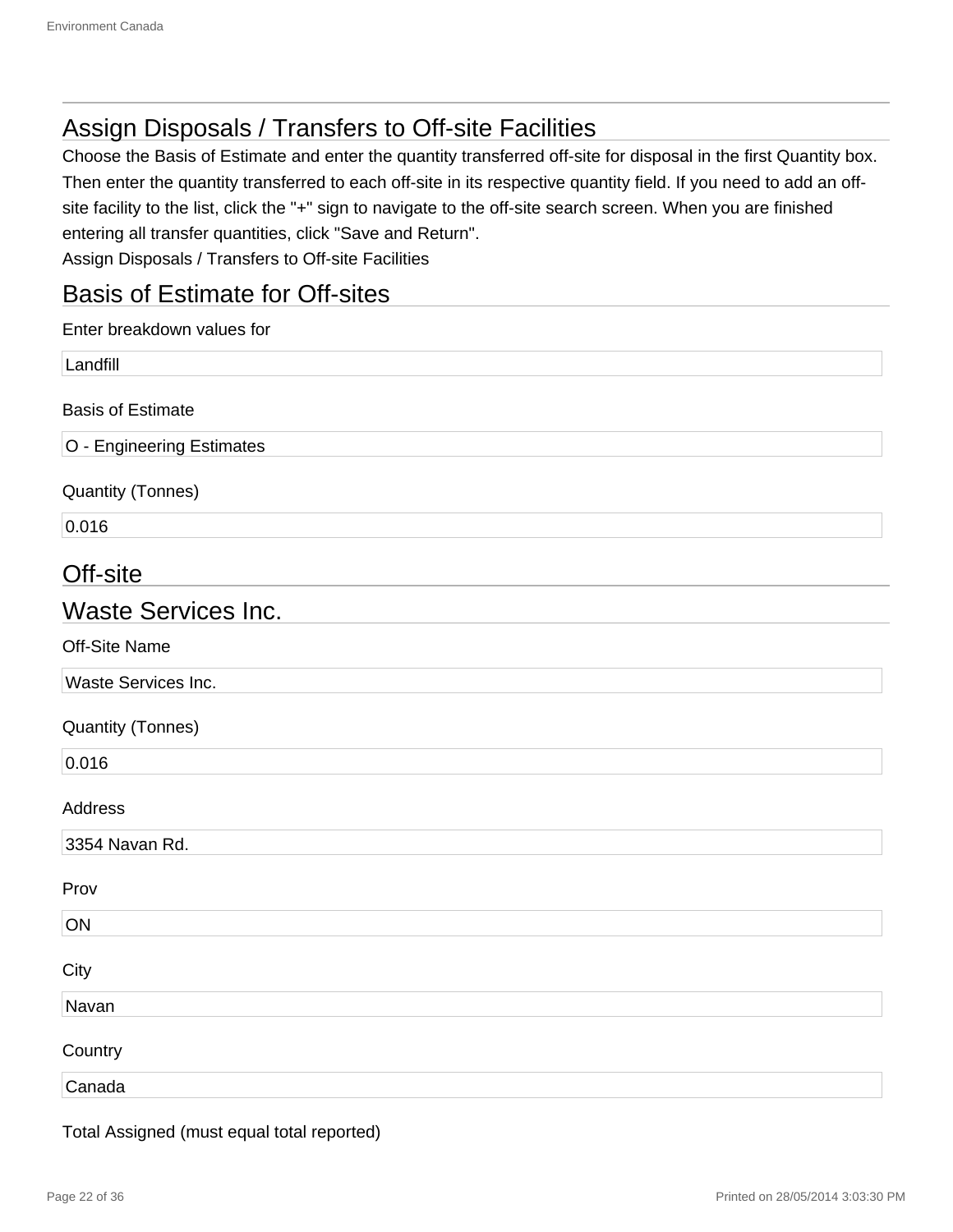## Assign Disposals / Transfers to Off-site Facilities

Choose the Basis of Estimate and enter the quantity transferred off-site for disposal in the first Quantity box. Then enter the quantity transferred to each off-site in its respective quantity field. If you need to add an off-site facility to the list, click the "+" sign to navigate to the off-site search screen. When you are finished entering all transfer quantities, click "Save and Return".

Assign Disposals / Transfers to Off-site Facilities

## Basis of Estimate for Off-sites

Enter breakdown values for

Landfill

Basis of Estimate

O - Engineering Estimates

Quantity (Tonnes)

0.016

## Off-site

## Waste Services Inc.

Off-Site Name

Waste Services Inc.

Quantity (Tonnes)

0.016

Address

3354 Navan Rd.

Prov

ON

City

Navan

Country

Canada

Total Assigned (must equal total reported)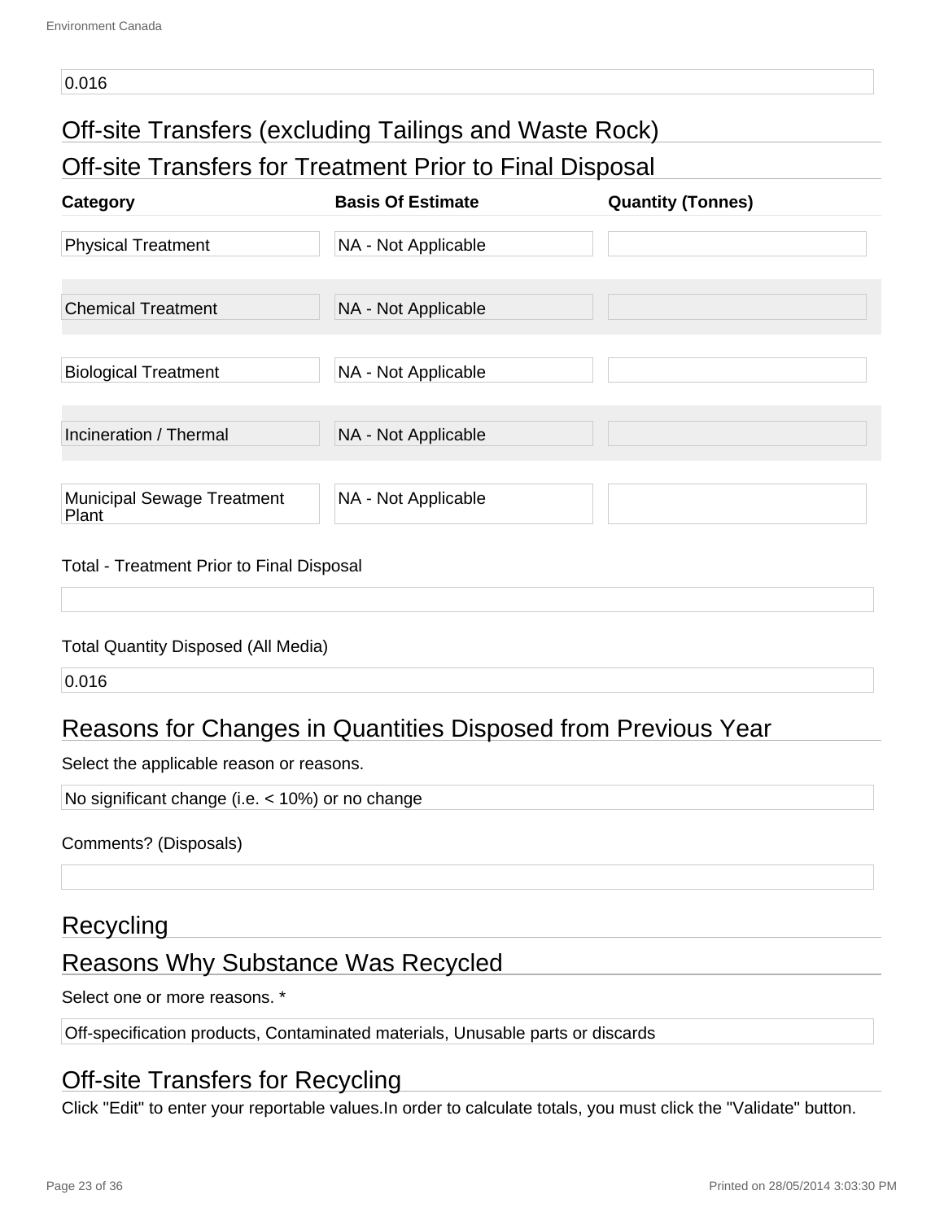0.016

## Off-site Transfers (excluding Tailings and Waste Rock)

## Off-site Transfers for Treatment Prior to Final Disposal

| Category | Basis Of Estimate | Quantity (Tonnes) |
|---|---|---|
| Physical Treatment | NA - Not Applicable | |
| Chemical Treatment | NA - Not Applicable | |
| Biological Treatment | NA - Not Applicable | |
| Incineration / Thermal | NA - Not Applicable | |
| Municipal Sewage Treatment Plant | NA - Not Applicable | |

Total - Treatment Prior to Final Disposal

Total Quantity Disposed (All Media)

0.016

## Reasons for Changes in Quantities Disposed from Previous Year

Select the applicable reason or reasons.

No significant change (i.e. < 10%) or no change

Comments? (Disposals)

## Recycling

## Reasons Why Substance Was Recycled

Select one or more reasons. *

Off-specification products, Contaminated materials, Unusable parts or discards

## Off-site Transfers for Recycling

Click "Edit" to enter your reportable values.In order to calculate totals, you must click the "Validate" button.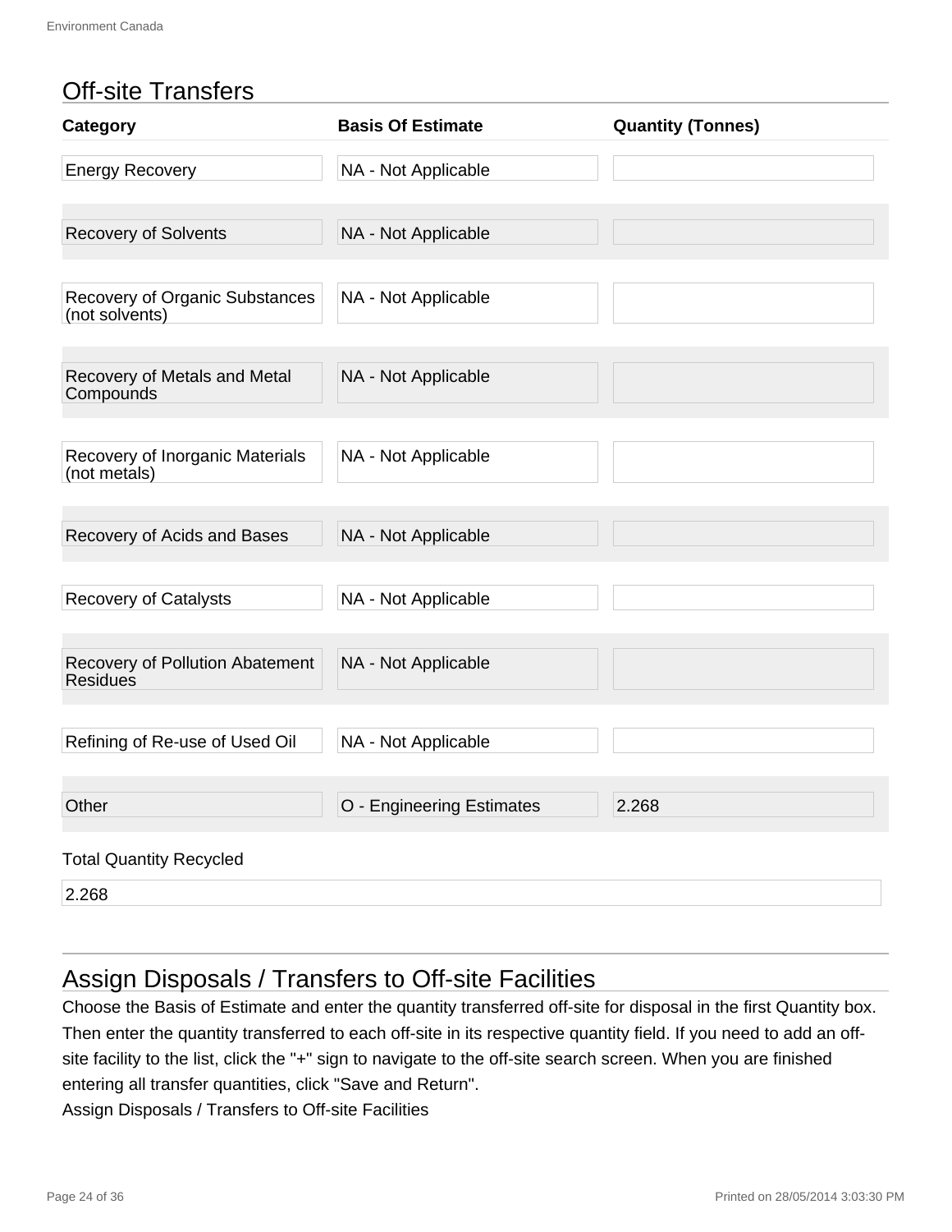## Off-site Transfers

| Category | Basis Of Estimate | Quantity (Tonnes) |
|---|---|---|
| Energy Recovery | NA - Not Applicable | |
| Recovery of Solvents | NA - Not Applicable | |
| Recovery of Organic Substances (not solvents) | NA - Not Applicable | |
| Recovery of Metals and Metal Compounds | NA - Not Applicable | |
| Recovery of Inorganic Materials (not metals) | NA - Not Applicable | |
| Recovery of Acids and Bases | NA - Not Applicable | |
| Recovery of Catalysts | NA - Not Applicable | |
| Recovery of Pollution Abatement Residues | NA - Not Applicable | |
| Refining of Re-use of Used Oil | NA - Not Applicable | |
| Other | O - Engineering Estimates | 2.268 |

Total Quantity Recycled

2.268

## Assign Disposals / Transfers to Off-site Facilities

Choose the Basis of Estimate and enter the quantity transferred off-site for disposal in the first Quantity box. Then enter the quantity transferred to each off-site in its respective quantity field. If you need to add an off-site facility to the list, click the "+" sign to navigate to the off-site search screen. When you are finished entering all transfer quantities, click "Save and Return".

Assign Disposals / Transfers to Off-site Facilities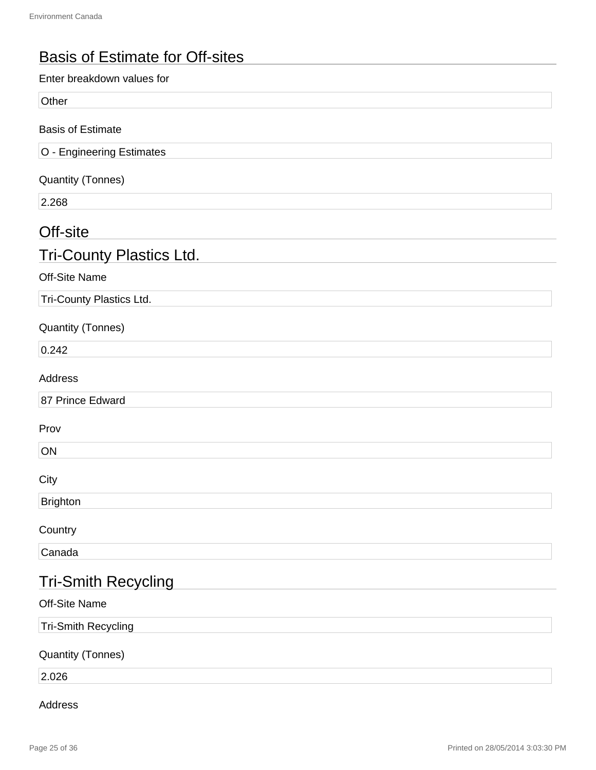## Basis of Estimate for Off-sites

Enter breakdown values for

Other

Basis of Estimate

O - Engineering Estimates

Quantity (Tonnes)

2.268

## Off-site

## Tri-County Plastics Ltd.

Off-Site Name

Tri-County Plastics Ltd.

Quantity (Tonnes)

0.242

Address

87 Prince Edward

Prov

ON

City

Brighton

Country

Canada

## Tri-Smith Recycling

Off-Site Name

Tri-Smith Recycling

Quantity (Tonnes)

2.026

Address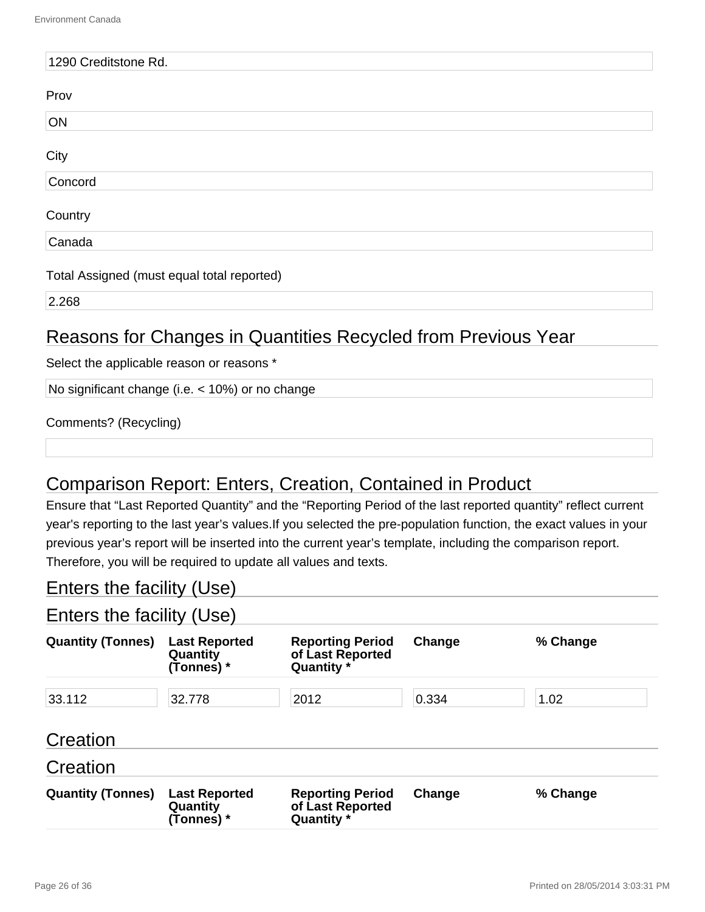1290 Creditstone Rd.

Prov

ON

City

Concord

Country

Canada

Total Assigned (must equal total reported)

2.268

## Reasons for Changes in Quantities Recycled from Previous Year

Select the applicable reason or reasons *

No significant change (i.e. < 10%) or no change

Comments? (Recycling)

## Comparison Report: Enters, Creation, Contained in Product

Ensure that "Last Reported Quantity" and the "Reporting Period of the last reported quantity" reflect current year's reporting to the last year's values.If you selected the pre-population function, the exact values in your previous year's report will be inserted into the current year's template, including the comparison report. Therefore, you will be required to update all values and texts.

## Enters the facility (Use)

### Enters the facility (Use)

| Quantity (Tonnes) | Last Reported Quantity (Tonnes) * | Reporting Period of Last Reported Quantity * | Change | % Change |
|---|---|---|---|---|
| 33.112 | 32.778 | 2012 | 0.334 | 1.02 |

## Creation

### Creation

| Quantity (Tonnes) | Last Reported Quantity (Tonnes) * | Reporting Period of Last Reported Quantity * | Change | % Change |
|---|---|---|---|---|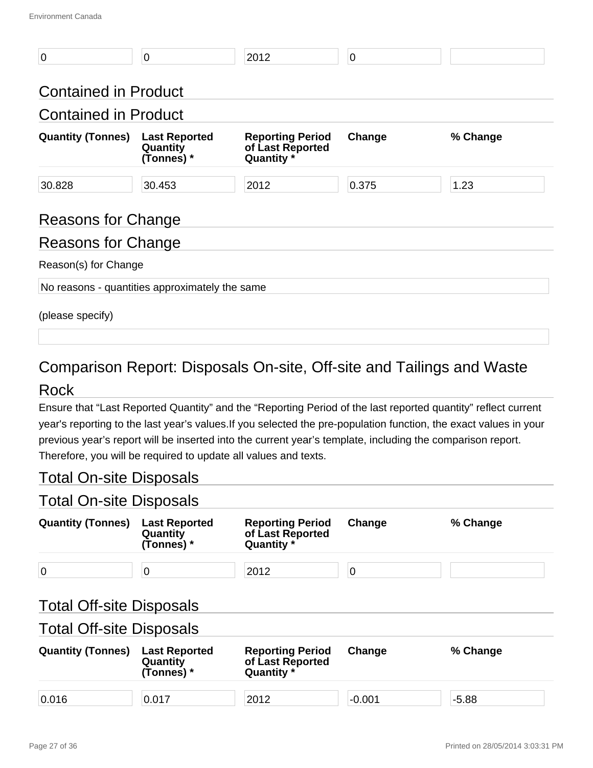| 0 | 0 | 2012 | 0 | |
|---|---|---|---|---|

## Contained in Product

### Contained in Product

| Quantity (Tonnes) | Last Reported Quantity (Tonnes) * | Reporting Period of Last Reported Quantity * | Change | % Change |
|---|---|---|---|---|
| 30.828 | 30.453 | 2012 | 0.375 | 1.23 |

## Reasons for Change

### Reasons for Change

Reason(s) for Change

No reasons - quantities approximately the same

(please specify)

# Comparison Report: Disposals On-site, Off-site and Tailings and Waste Rock

Ensure that "Last Reported Quantity" and the "Reporting Period of the last reported quantity" reflect current year's reporting to the last year's values.If you selected the pre-population function, the exact values in your previous year's report will be inserted into the current year's template, including the comparison report. Therefore, you will be required to update all values and texts.

## Total On-site Disposals

### Total On-site Disposals

| Quantity (Tonnes) | Last Reported Quantity (Tonnes) * | Reporting Period of Last Reported Quantity * | Change | % Change |
|---|---|---|---|---|
| 0 | 0 | 2012 | 0 | |

## Total Off-site Disposals

### Total Off-site Disposals

| Quantity (Tonnes) | Last Reported Quantity (Tonnes) * | Reporting Period of Last Reported Quantity * | Change | % Change |
|---|---|---|---|---|
| 0.016 | 0.017 | 2012 | -0.001 | -5.88 |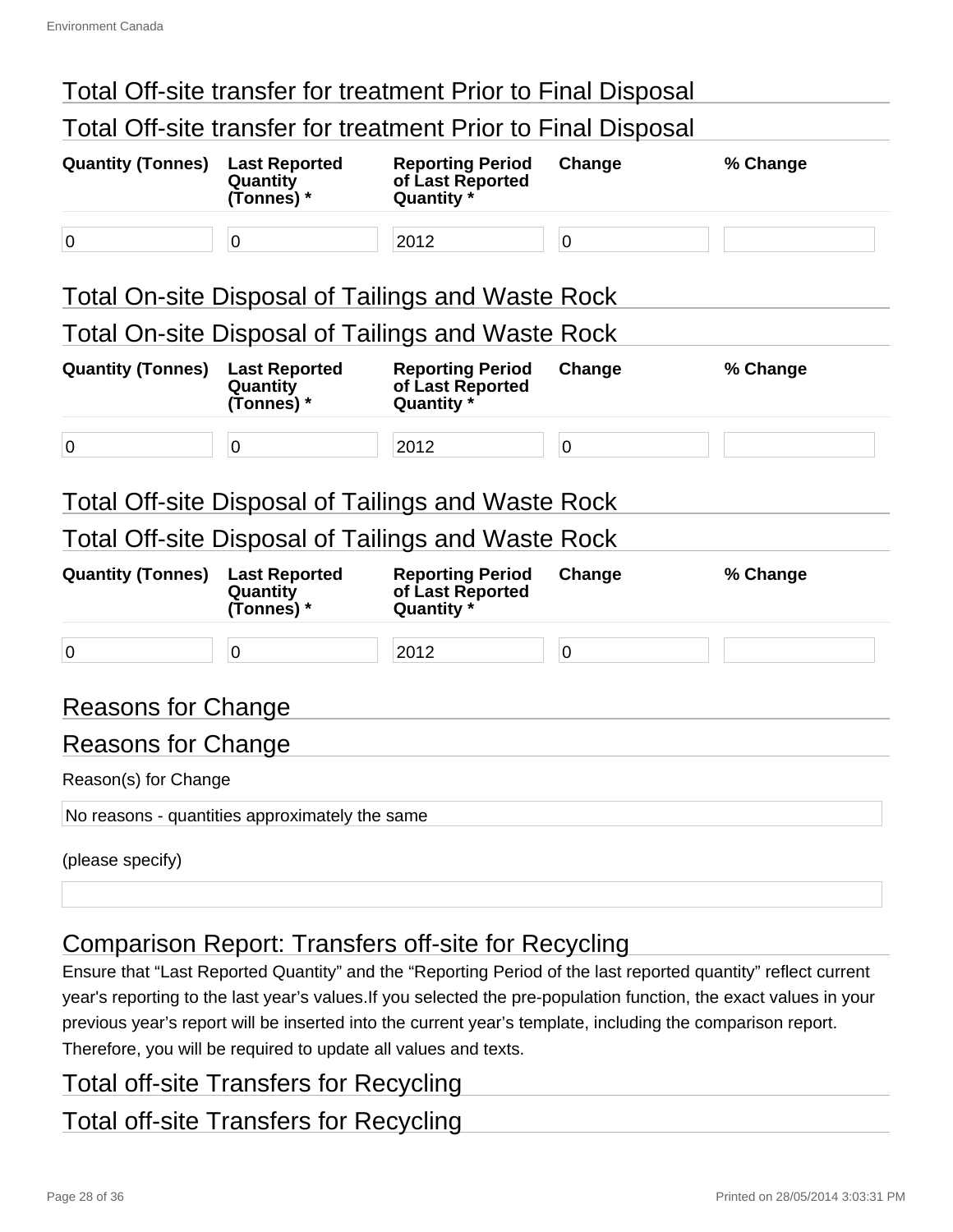## Total Off-site transfer for treatment Prior to Final Disposal

### Total Off-site transfer for treatment Prior to Final Disposal

| Quantity (Tonnes) | Last Reported Quantity (Tonnes) * | Reporting Period of Last Reported Quantity * | Change | % Change |
|---|---|---|---|---|
| 0 | 0 | 2012 | 0 | |

## Total On-site Disposal of Tailings and Waste Rock

### Total On-site Disposal of Tailings and Waste Rock

| Quantity (Tonnes) | Last Reported Quantity (Tonnes) * | Reporting Period of Last Reported Quantity * | Change | % Change |
|---|---|---|---|---|
| 0 | 0 | 2012 | 0 | |

## Total Off-site Disposal of Tailings and Waste Rock

### Total Off-site Disposal of Tailings and Waste Rock

| Quantity (Tonnes) | Last Reported Quantity (Tonnes) * | Reporting Period of Last Reported Quantity * | Change | % Change |
|---|---|---|---|---|
| 0 | 0 | 2012 | 0 | |

## Reasons for Change

### Reasons for Change

Reason(s) for Change

No reasons - quantities approximately the same

(please specify)

## Comparison Report: Transfers off-site for Recycling

Ensure that “Last Reported Quantity” and the “Reporting Period of the last reported quantity” reflect current year's reporting to the last year’s values.If you selected the pre-population function, the exact values in your previous year’s report will be inserted into the current year’s template, including the comparison report. Therefore, you will be required to update all values and texts.

## Total off-site Transfers for Recycling

### Total off-site Transfers for Recycling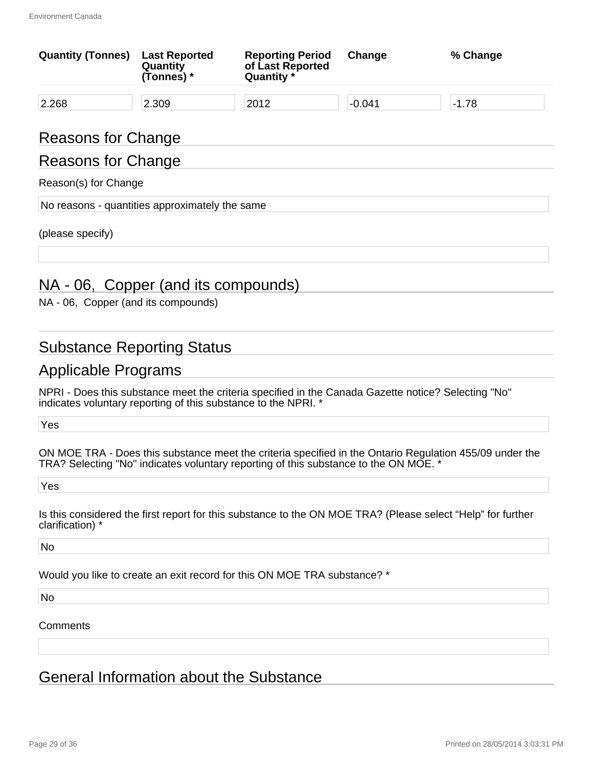| Quantity (Tonnes) | Last Reported Quantity (Tonnes) * | Reporting Period of Last Reported Quantity * | Change | % Change |
| --- | --- | --- | --- | --- |
| 2.268 | 2.309 | 2012 | -0.041 | -1.78 |

## Reasons for Change

## Reasons for Change

Reason(s) for Change

No reasons - quantities approximately the same

(please specify)

## NA - 06, Copper (and its compounds)

NA - 06, Copper (and its compounds)

## Substance Reporting Status

## Applicable Programs

NPRI - Does this substance meet the criteria specified in the Canada Gazette notice? Selecting "No" indicates voluntary reporting of this substance to the NPRI. *

Yes

ON MOE TRA - Does this substance meet the criteria specified in the Ontario Regulation 455/09 under the TRA? Selecting "No" indicates voluntary reporting of this substance to the ON MOE. *

Yes

Is this considered the first report for this substance to the ON MOE TRA? (Please select “Help” for further clarification) *

No

Would you like to create an exit record for this ON MOE TRA substance? *

No

Comments

## General Information about the Substance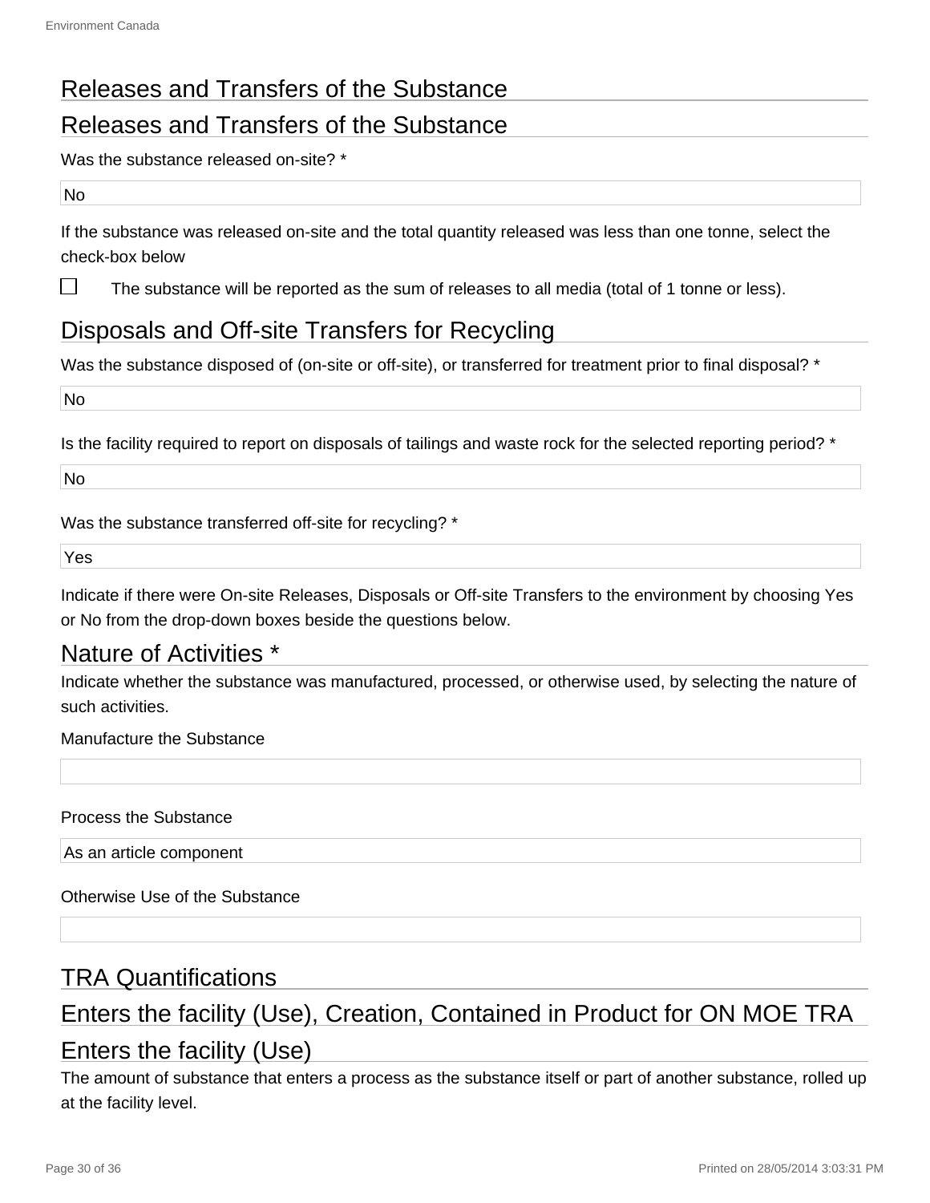## Releases and Transfers of the Substance

## Releases and Transfers of the Substance

Was the substance released on-site? *

No

If the substance was released on-site and the total quantity released was less than one tonne, select the check-box below

☐ The substance will be reported as the sum of releases to all media (total of 1 tonne or less).

## Disposals and Off-site Transfers for Recycling

Was the substance disposed of (on-site or off-site), or transferred for treatment prior to final disposal? *

No

Is the facility required to report on disposals of tailings and waste rock for the selected reporting period? *

No

Was the substance transferred off-site for recycling? *

Yes

Indicate if there were On-site Releases, Disposals or Off-site Transfers to the environment by choosing Yes or No from the drop-down boxes beside the questions below.

## Nature of Activities *

Indicate whether the substance was manufactured, processed, or otherwise used, by selecting the nature of such activities.

Manufacture the Substance

Process the Substance

As an article component

Otherwise Use of the Substance

## TRA Quantifications

## Enters the facility (Use), Creation, Contained in Product for ON MOE TRA

## Enters the facility (Use)

The amount of substance that enters a process as the substance itself or part of another substance, rolled up at the facility level.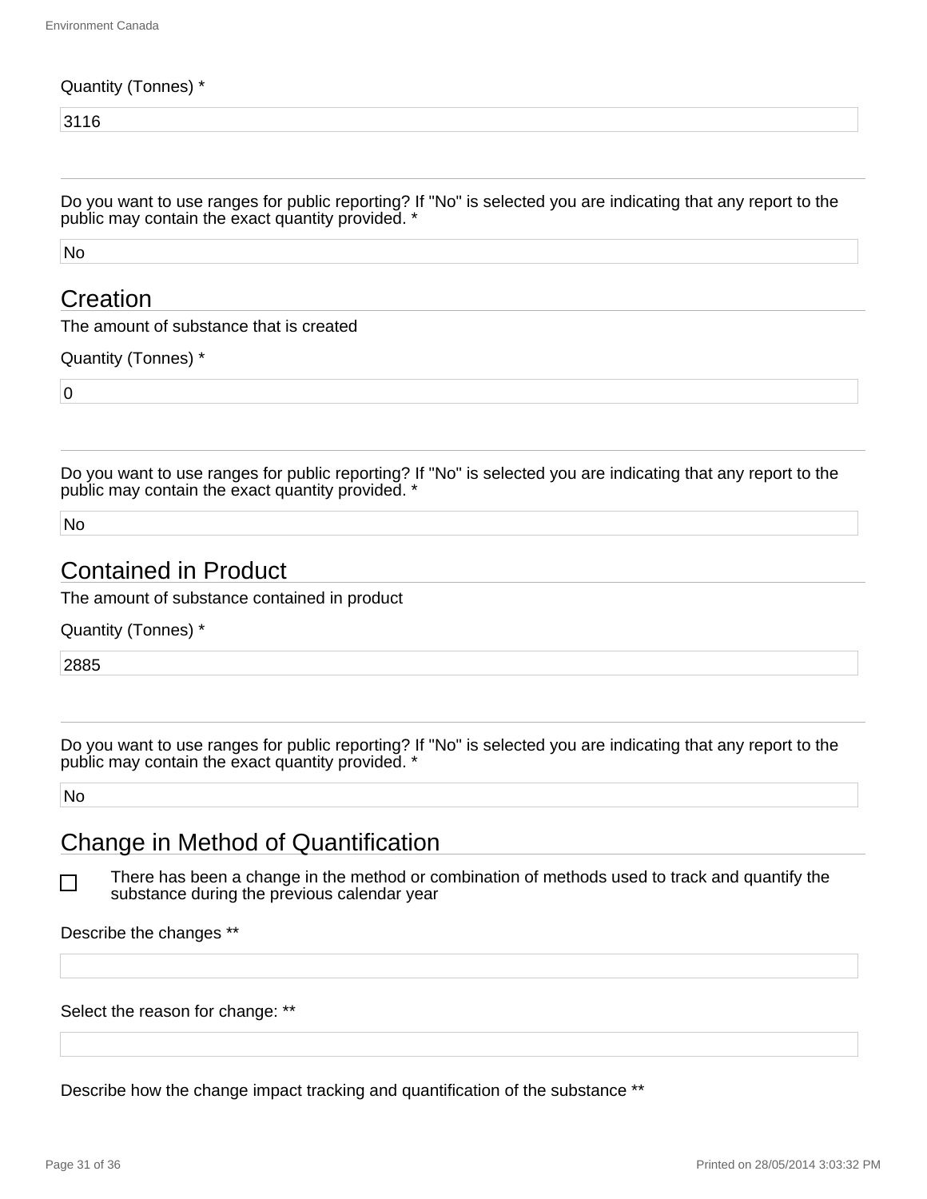Quantity (Tonnes) *

3116

---

Do you want to use ranges for public reporting? If "No" is selected you are indicating that any report to the public may contain the exact quantity provided. *

No

## Creation

The amount of substance that is created

Quantity (Tonnes) *

0

---

Do you want to use ranges for public reporting? If "No" is selected you are indicating that any report to the public may contain the exact quantity provided. *

No

## Contained in Product

The amount of substance contained in product

Quantity (Tonnes) *

2885

---

Do you want to use ranges for public reporting? If "No" is selected you are indicating that any report to the public may contain the exact quantity provided. *

No

## Change in Method of Quantification

☐ There has been a change in the method or combination of methods used to track and quantify the substance during the previous calendar year

Describe the changes **

Select the reason for change: **

Describe how the change impact tracking and quantification of the substance **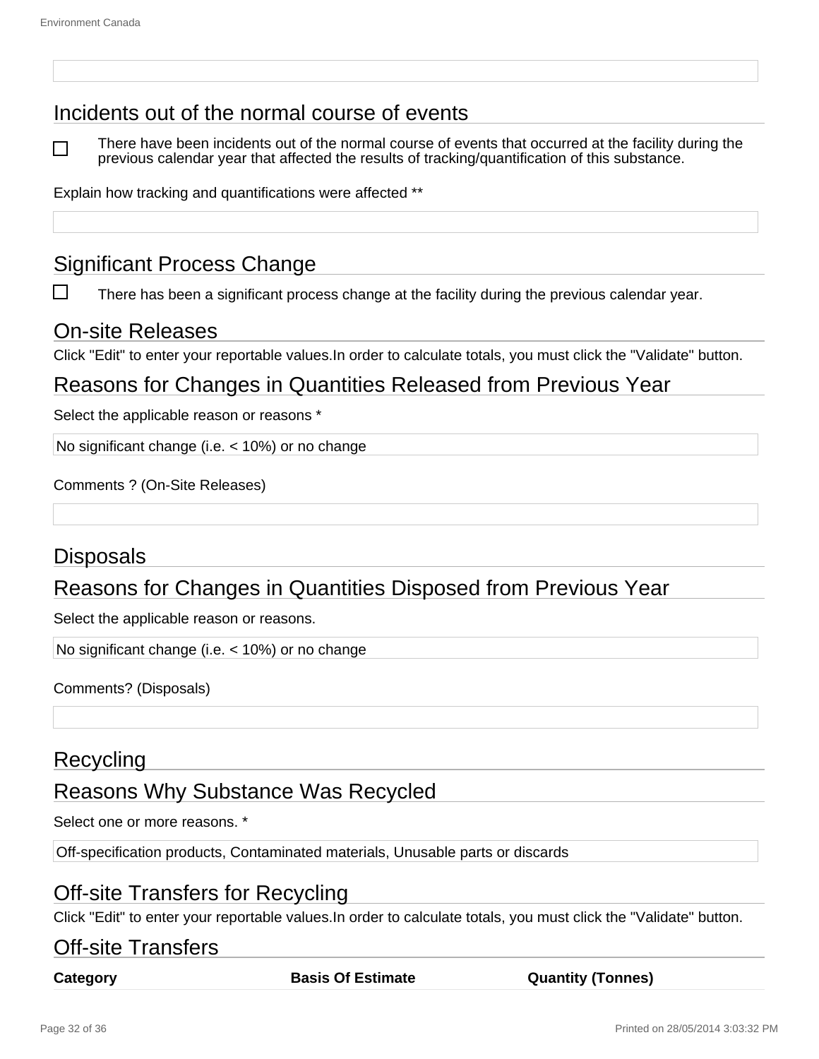## Incidents out of the normal course of events

☐ There have been incidents out of the normal course of events that occurred at the facility during the previous calendar year that affected the results of tracking/quantification of this substance.

Explain how tracking and quantifications were affected **

## Significant Process Change

☐ There has been a significant process change at the facility during the previous calendar year.

## On-site Releases

Click "Edit" to enter your reportable values.In order to calculate totals, you must click the "Validate" button.

## Reasons for Changes in Quantities Released from Previous Year

Select the applicable reason or reasons *

No significant change (i.e. < 10%) or no change

Comments ? (On-Site Releases)

## Disposals

## Reasons for Changes in Quantities Disposed from Previous Year

Select the applicable reason or reasons.

No significant change (i.e. < 10%) or no change

Comments? (Disposals)

## Recycling

## Reasons Why Substance Was Recycled

Select one or more reasons. *

Off-specification products, Contaminated materials, Unusable parts or discards

## Off-site Transfers for Recycling

Click "Edit" to enter your reportable values.In order to calculate totals, you must click the "Validate" button.

## Off-site Transfers

| Category | Basis Of Estimate | Quantity (Tonnes) |
| --- | --- | --- |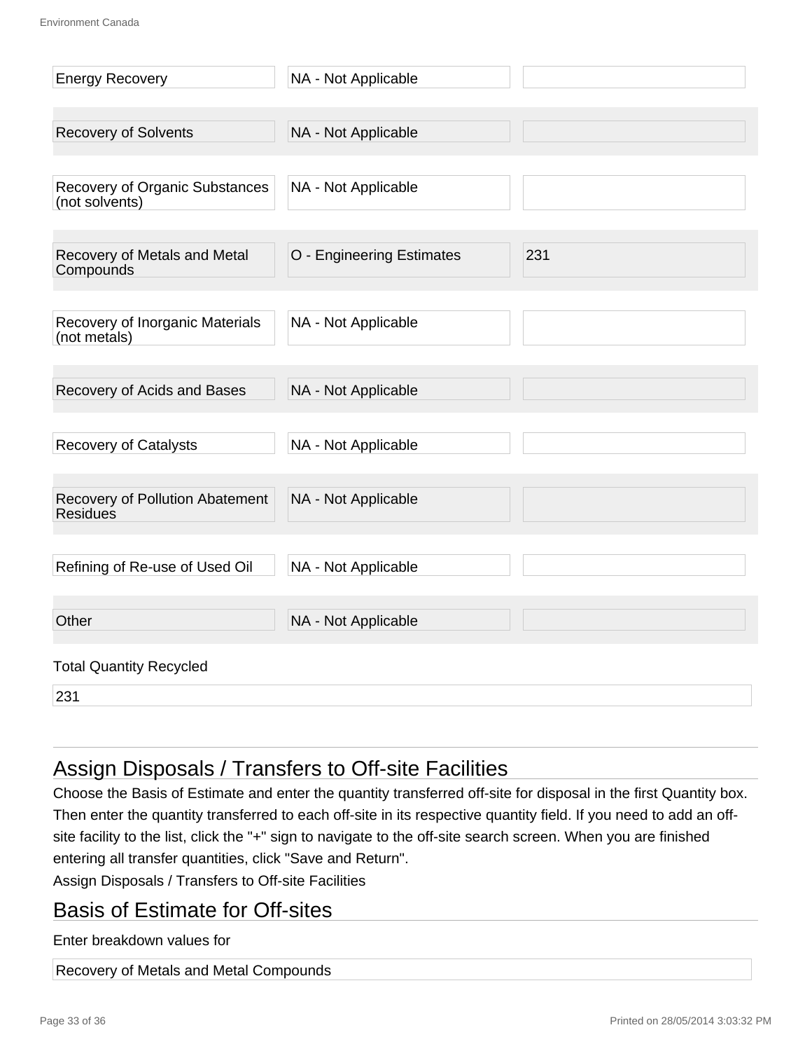| | | |
|---|---|---|
| Energy Recovery | NA - Not Applicable | |
| Recovery of Solvents | NA - Not Applicable | |
| Recovery of Organic Substances (not solvents) | NA - Not Applicable | |
| Recovery of Metals and Metal Compounds | O - Engineering Estimates | 231 |
| Recovery of Inorganic Materials (not metals) | NA - Not Applicable | |
| Recovery of Acids and Bases | NA - Not Applicable | |
| Recovery of Catalysts | NA - Not Applicable | |
| Recovery of Pollution Abatement Residues | NA - Not Applicable | |
| Refining of Re-use of Used Oil | NA - Not Applicable | |
| Other | NA - Not Applicable | |

Total Quantity Recycled

231

## Assign Disposals / Transfers to Off-site Facilities

Choose the Basis of Estimate and enter the quantity transferred off-site for disposal in the first Quantity box. Then enter the quantity transferred to each off-site in its respective quantity field. If you need to add an off-site facility to the list, click the "+" sign to navigate to the off-site search screen. When you are finished entering all transfer quantities, click "Save and Return".

Assign Disposals / Transfers to Off-site Facilities

## Basis of Estimate for Off-sites

Enter breakdown values for

Recovery of Metals and Metal Compounds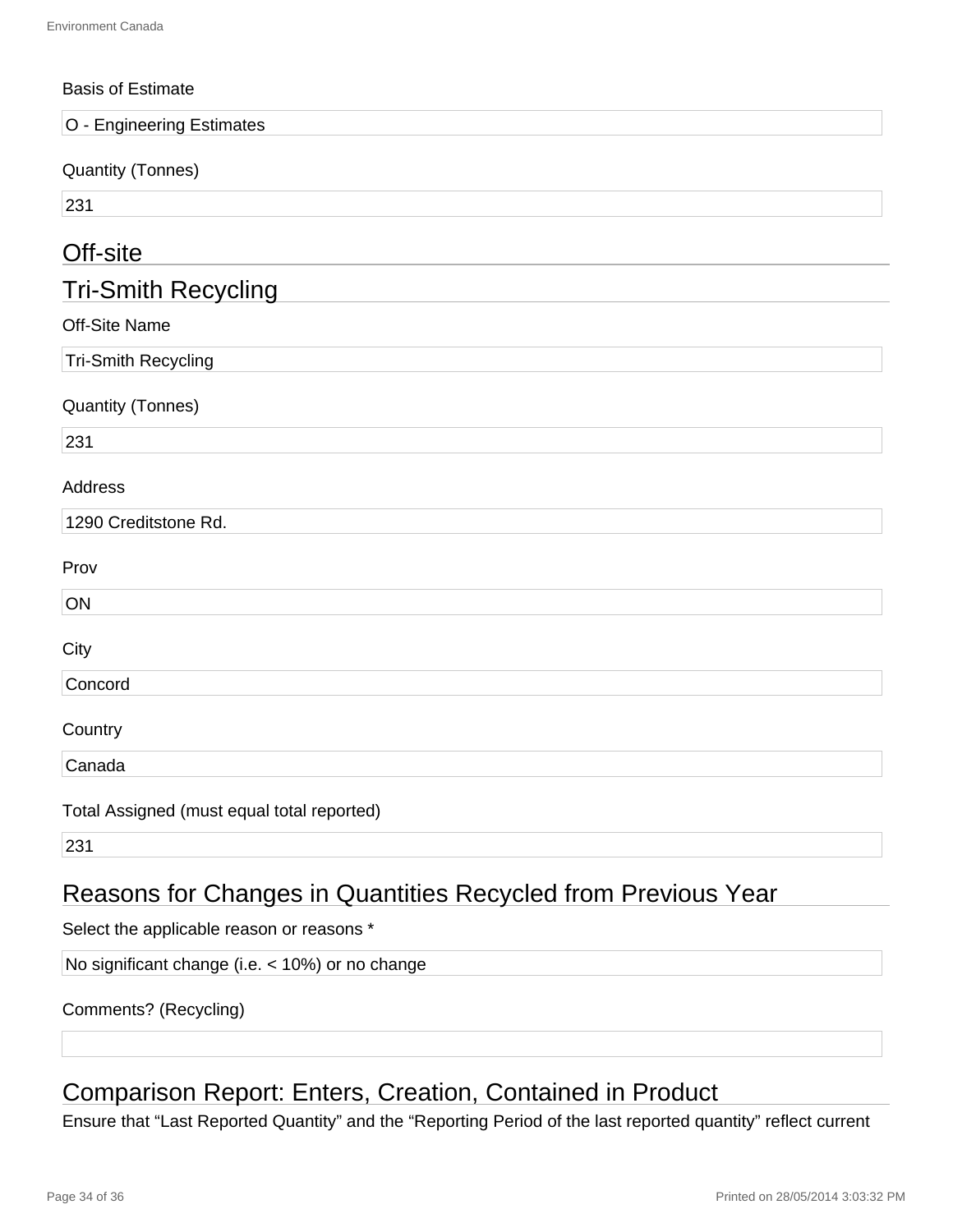Basis of Estimate

O - Engineering Estimates

Quantity (Tonnes)

231

## Off-site

## Tri-Smith Recycling

Off-Site Name

Tri-Smith Recycling

Quantity (Tonnes)

231

Address

1290 Creditstone Rd.

Prov

ON

City

Concord

Country

Canada

Total Assigned (must equal total reported)

231

## Reasons for Changes in Quantities Recycled from Previous Year

Select the applicable reason or reasons *

No significant change (i.e. < 10%) or no change

Comments? (Recycling)

## Comparison Report: Enters, Creation, Contained in Product

Ensure that “Last Reported Quantity” and the “Reporting Period of the last reported quantity” reflect current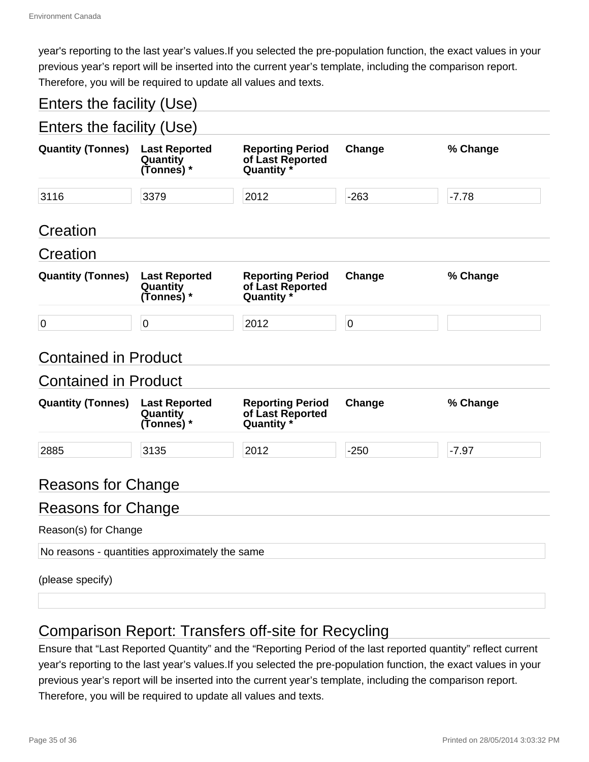year's reporting to the last year’s values.If you selected the pre-population function, the exact values in your previous year’s report will be inserted into the current year’s template, including the comparison report. Therefore, you will be required to update all values and texts.

## Enters the facility (Use)

### Enters the facility (Use)

| Quantity (Tonnes) | Last Reported Quantity (Tonnes) * | Reporting Period of Last Reported Quantity * | Change | % Change |
|---|---|---|---|---|
| 3116 | 3379 | 2012 | -263 | -7.78 |

## Creation

### Creation

| Quantity (Tonnes) | Last Reported Quantity (Tonnes) * | Reporting Period of Last Reported Quantity * | Change | % Change |
|---|---|---|---|---|
| 0 | 0 | 2012 | 0 | |

## Contained in Product

### Contained in Product

| Quantity (Tonnes) | Last Reported Quantity (Tonnes) * | Reporting Period of Last Reported Quantity * | Change | % Change |
|---|---|---|---|---|
| 2885 | 3135 | 2012 | -250 | -7.97 |

## Reasons for Change

### Reasons for Change

Reason(s) for Change

No reasons - quantities approximately the same

(please specify)

## Comparison Report: Transfers off-site for Recycling

Ensure that “Last Reported Quantity” and the “Reporting Period of the last reported quantity” reflect current year's reporting to the last year’s values.If you selected the pre-population function, the exact values in your previous year’s report will be inserted into the current year’s template, including the comparison report. Therefore, you will be required to update all values and texts.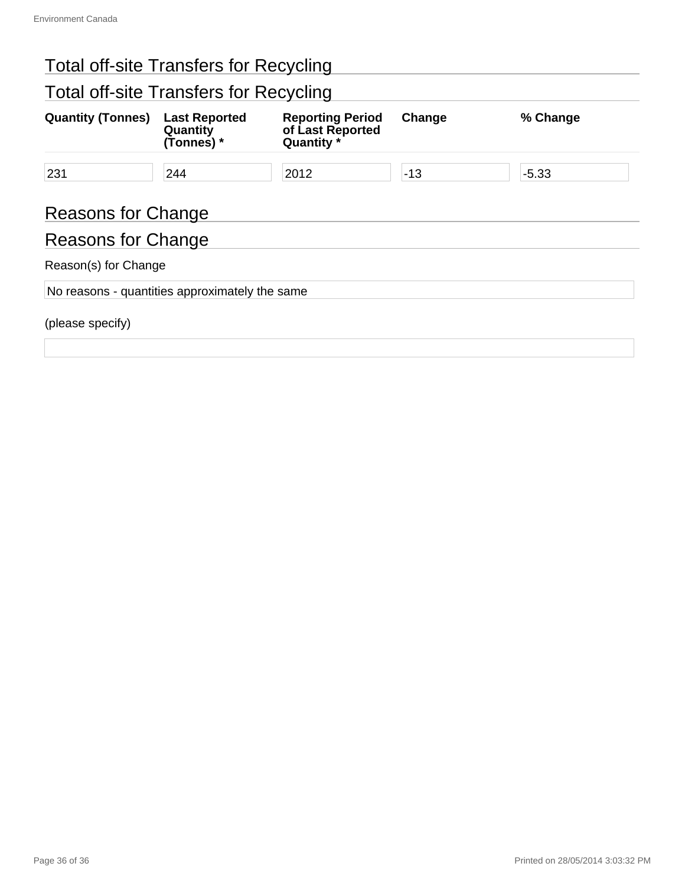## Total off-site Transfers for Recycling

## Total off-site Transfers for Recycling

| Quantity (Tonnes) | Last Reported Quantity (Tonnes) * | Reporting Period of Last Reported Quantity * | Change | % Change |
|---|---|---|---|---|
| 231 | 244 | 2012 | -13 | -5.33 |

## Reasons for Change

## Reasons for Change

Reason(s) for Change

No reasons - quantities approximately the same

(please specify)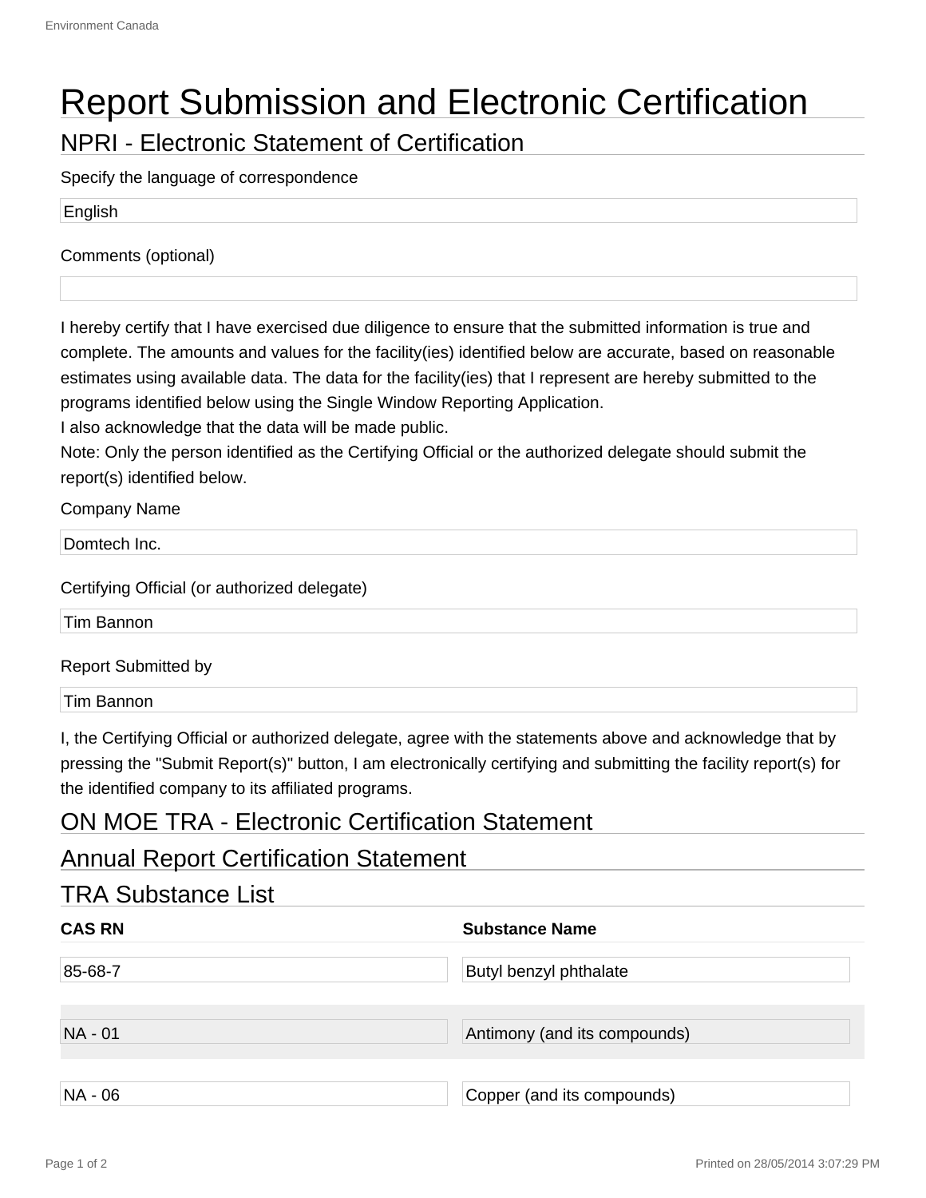# Report Submission and Electronic Certification

## NPRI - Electronic Statement of Certification

Specify the language of correspondence

English

Comments (optional)

I hereby certify that I have exercised due diligence to ensure that the submitted information is true and complete. The amounts and values for the facility(ies) identified below are accurate, based on reasonable estimates using available data. The data for the facility(ies) that I represent are hereby submitted to the programs identified below using the Single Window Reporting Application.
I also acknowledge that the data will be made public.
Note: Only the person identified as the Certifying Official or the authorized delegate should submit the report(s) identified below.

Company Name

Domtech Inc.

Certifying Official (or authorized delegate)

Tim Bannon

Report Submitted by

Tim Bannon

I, the Certifying Official or authorized delegate, agree with the statements above and acknowledge that by pressing the "Submit Report(s)" button, I am electronically certifying and submitting the facility report(s) for the identified company to its affiliated programs.

## ON MOE TRA - Electronic Certification Statement

## Annual Report Certification Statement

## TRA Substance List

| CAS RN | Substance Name |
|---|---|
| 85-68-7 | Butyl benzyl phthalate |
| NA - 01 | Antimony (and its compounds) |
| NA - 06 | Copper (and its compounds) |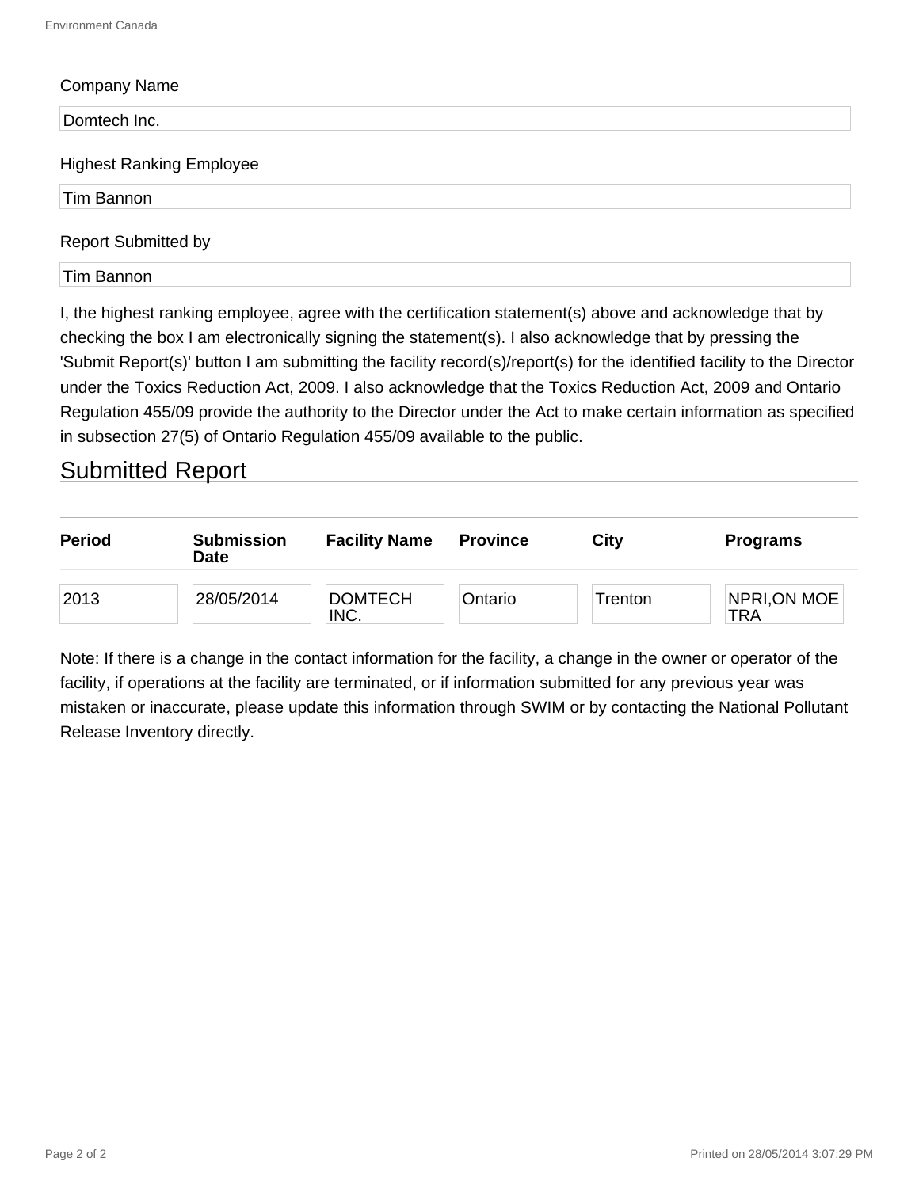Company Name

Domtech Inc.

Highest Ranking Employee

Tim Bannon

Report Submitted by

Tim Bannon

I, the highest ranking employee, agree with the certification statement(s) above and acknowledge that by checking the box I am electronically signing the statement(s). I also acknowledge that by pressing the 'Submit Report(s)' button I am submitting the facility record(s)/report(s) for the identified facility to the Director under the Toxics Reduction Act, 2009. I also acknowledge that the Toxics Reduction Act, 2009 and Ontario Regulation 455/09 provide the authority to the Director under the Act to make certain information as specified in subsection 27(5) of Ontario Regulation 455/09 available to the public.

## Submitted Report

| Period | Submission Date | Facility Name | Province | City | Programs |
|---|---|---|---|---|---|
| 2013 | 28/05/2014 | DOMTECH INC. | Ontario | Trenton | NPRI,ON MOE TRA |

Note: If there is a change in the contact information for the facility, a change in the owner or operator of the facility, if operations at the facility are terminated, or if information submitted for any previous year was mistaken or inaccurate, please update this information through SWIM or by contacting the National Pollutant Release Inventory directly.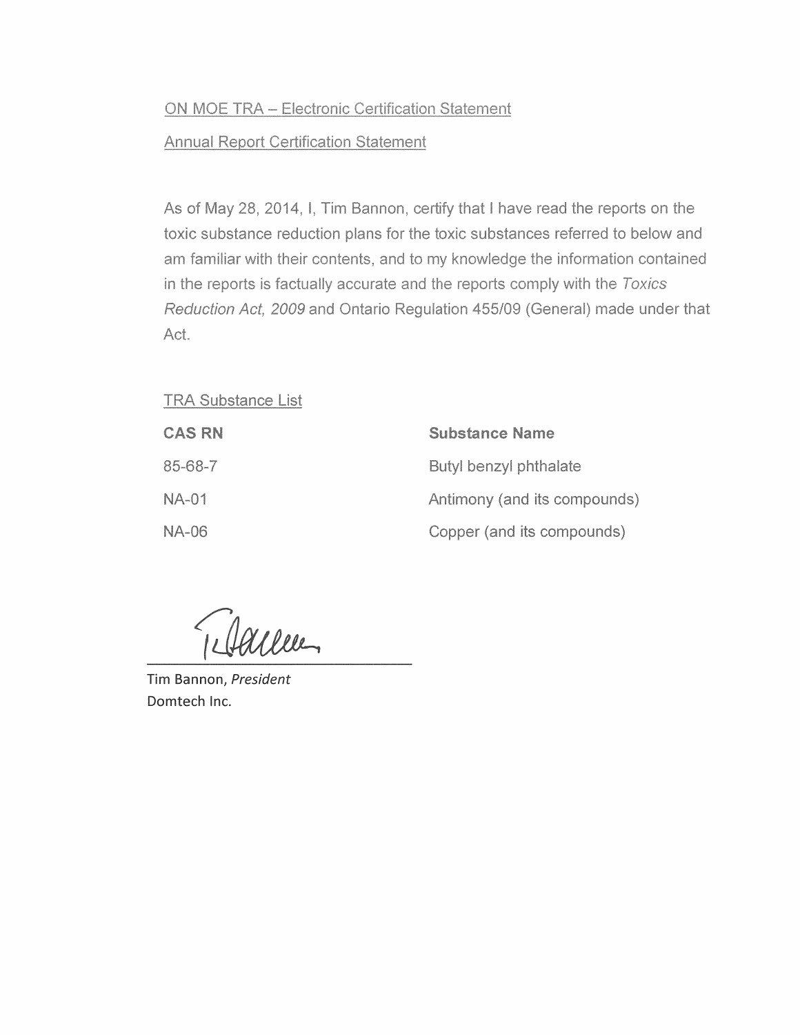ON MOE TRA – Electronic Certification Statement

Annual Report Certification Statement

As of May 28, 2014, I, Tim Bannon, certify that I have read the reports on the toxic substance reduction plans for the toxic substances referred to below and am familiar with their contents, and to my knowledge the information contained in the reports is factually accurate and the reports comply with the *Toxics Reduction Act, 2009* and Ontario Regulation 455/09 (General) made under that Act.

TRA Substance List

| CAS RN | Substance Name |
|---|---|
| 85-68-7 | Butyl benzyl phthalate |
| NA-01 | Antimony (and its compounds) |
| NA-06 | Copper (and its compounds) |

Tim Bannon, *President*
Domtech Inc.